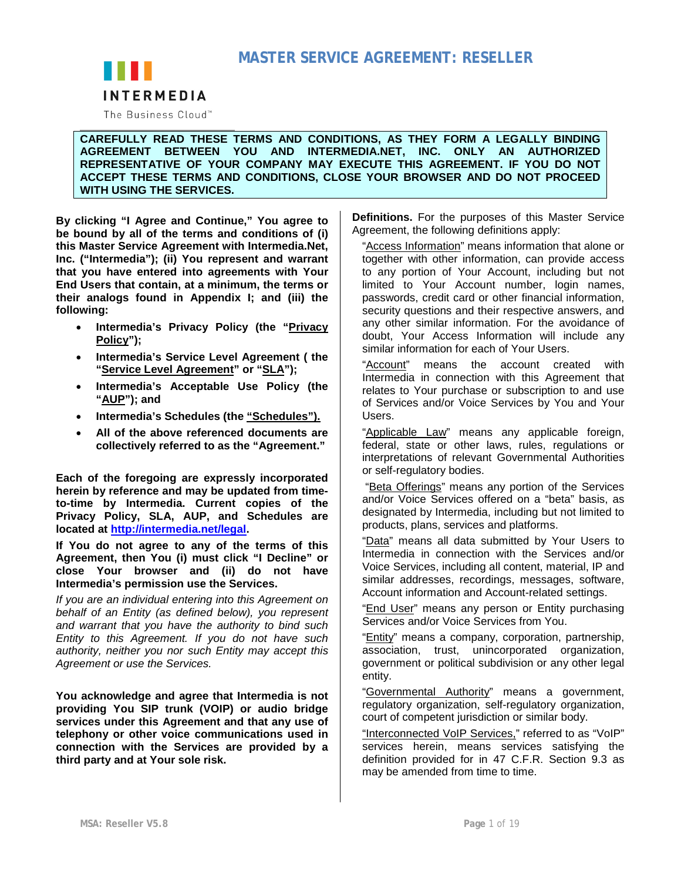# MASTER SERVICE AGREEMENT: RESELLER

INTERMEDIA

The Business Cloud™

**CAREFULLY READ THESE TERMS AND CONDITIONS, AS THEY FORM A LEGALLY BINDING AGREEMENT BETWEEN YOU AND INTERMEDIA.NET, INC. ONLY AN AUTHORIZED REPRESENTATIVE OF YOUR COMPANY MAY EXECUTE THIS AGREEMENT. IF YOU DO NOT ACCEPT THESE TERMS AND CONDITIONS, CLOSE YOUR BROWSER AND DO NOT PROCEED WITH USING THE SERVICES.**

**By clicking "I Agree and Continue," You agree to be bound by all of the terms and conditions of (i) this Master Service Agreement with Intermedia.Net, Inc. ("Intermedia"); (ii) You represent and warrant that you have entered into agreements with Your End Users that contain, at a minimum, the terms or their analogs found in Appendix I; and (iii) the following:**

- **Intermedia's Privacy Policy (the "Privacy Policy");**
- **Intermedia's Service Level Agreement ( the "Service Level Agreement" or "SLA");**
- **Intermedia's Acceptable Use Policy (the "AUP"); and**
- **Intermedia's Schedules (the "Schedules").**
- **All of the above referenced documents are collectively referred to as the "Agreement."**

**Each of the foregoing are expressly incorporated herein by reference and may be updated from time-to-time by Intermedia. Current copies of the Privacy Policy, SLA, AUP, and Schedules are located at http://intermedia.net/legal.**

**If You do not agree to any of the terms of this Agreement, then You (i) must click "I Decline" or close Your browser and (ii) do not have Intermedia's permission use the Services.**

*If you are an individual entering into this Agreement on behalf of an Entity (as defined below), you represent and warrant that you have the authority to bind such Entity to this Agreement. If you do not have such authority, neither you nor such Entity may accept this Agreement or use the Services.*

**You acknowledge and agree that Intermedia is not providing You SIP trunk (VOIP) or audio bridge services under this Agreement and that any use of telephony or other voice communications used in connection with the Services are provided by a third party and at Your sole risk.**

**Definitions.** For the purposes of this Master Service Agreement, the following definitions apply:

"Access Information" means information that alone or together with other information, can provide access to any portion of Your Account, including but not limited to Your Account number, login names, passwords, credit card or other financial information, security questions and their respective answers, and any other similar information. For the avoidance of doubt, Your Access Information will include any similar information for each of Your Users.

"Account" means the account created with Intermedia in connection with this Agreement that relates to Your purchase or subscription to and use of Services and/or Voice Services by You and Your Users.

"Applicable Law" means any applicable foreign, federal, state or other laws, rules, regulations or interpretations of relevant Governmental Authorities or self-regulatory bodies.

"Beta Offerings" means any portion of the Services and/or Voice Services offered on a "beta" basis, as designated by Intermedia, including but not limited to products, plans, services and platforms.

"Data" means all data submitted by Your Users to Intermedia in connection with the Services and/or Voice Services, including all content, material, IP and similar addresses, recordings, messages, software, Account information and Account-related settings.

"End User" means any person or Entity purchasing Services and/or Voice Services from You.

"Entity" means a company, corporation, partnership, association, trust, unincorporated organization, government or political subdivision or any other legal entity.

"Governmental Authority" means a government, regulatory organization, self-regulatory organization, court of competent jurisdiction or similar body.

"Interconnected VoIP Services," referred to as "VoIP" services herein, means services satisfying the definition provided for in 47 C.F.R. Section 9.3 as may be amended from time to time.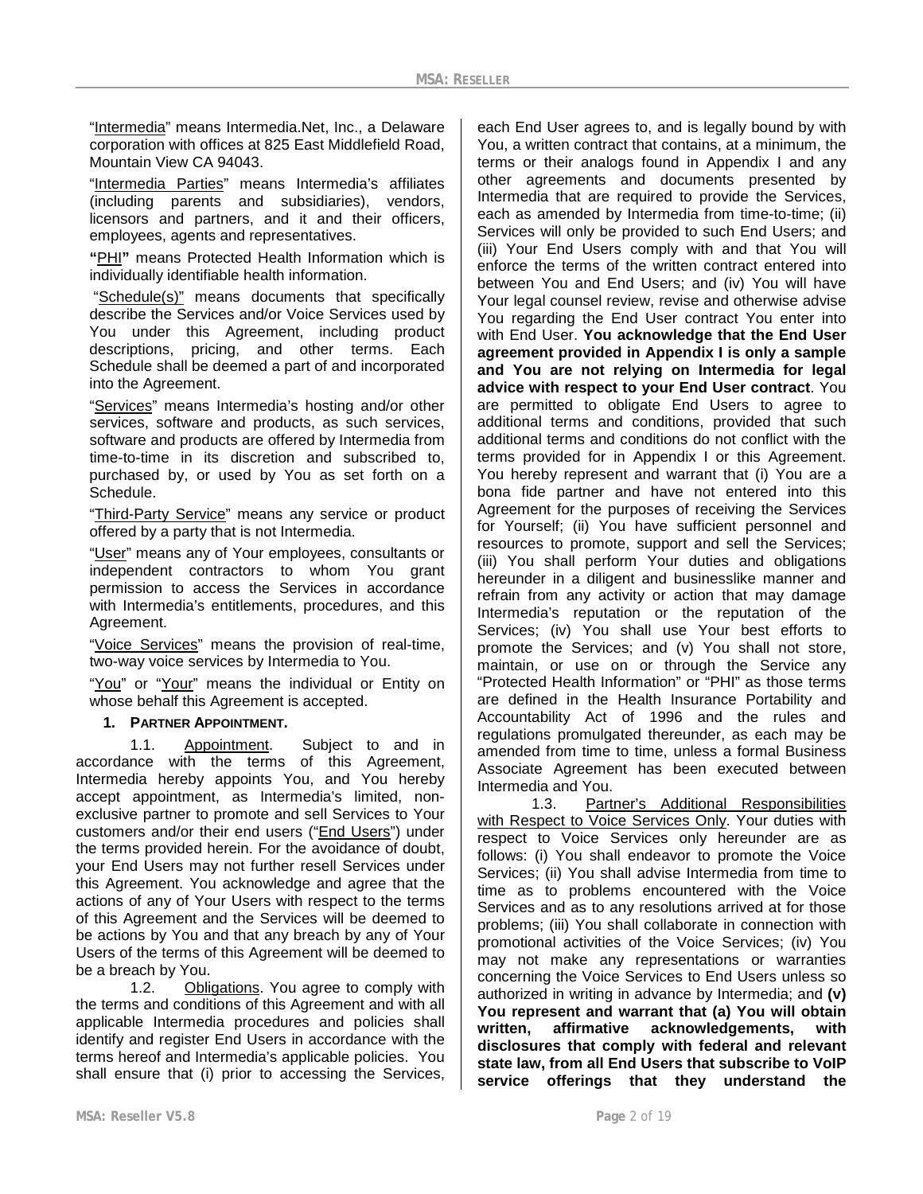"Intermedia" means Intermedia.Net, Inc., a Delaware corporation with offices at 825 East Middlefield Road, Mountain View CA 94043.

"Intermedia Parties" means Intermedia's affiliates (including parents and subsidiaries), vendors, licensors and partners, and it and their officers, employees, agents and representatives.

**"**PHI**"** means Protected Health Information which is individually identifiable health information.

"Schedule(s)" means documents that specifically describe the Services and/or Voice Services used by You under this Agreement, including product descriptions, pricing, and other terms. Each Schedule shall be deemed a part of and incorporated into the Agreement.

"Services" means Intermedia's hosting and/or other services, software and products, as such services, software and products are offered by Intermedia from time-to-time in its discretion and subscribed to, purchased by, or used by You as set forth on a Schedule.

"Third-Party Service" means any service or product offered by a party that is not Intermedia.

"User" means any of Your employees, consultants or independent contractors to whom You grant permission to access the Services in accordance with Intermedia's entitlements, procedures, and this Agreement.

"Voice Services" means the provision of real-time, two-way voice services by Intermedia to You.

"You" or "Your" means the individual or Entity on whose behalf this Agreement is accepted.

## 1. PARTNER APPOINTMENT.

1.1. Appointment. Subject to and in accordance with the terms of this Agreement, Intermedia hereby appoints You, and You hereby accept appointment, as Intermedia's limited, non-exclusive partner to promote and sell Services to Your customers and/or their end users ("End Users") under the terms provided herein. For the avoidance of doubt, your End Users may not further resell Services under this Agreement. You acknowledge and agree that the actions of any of Your Users with respect to the terms of this Agreement and the Services will be deemed to be actions by You and that any breach by any of Your Users of the terms of this Agreement will be deemed to be a breach by You.

1.2. Obligations. You agree to comply with the terms and conditions of this Agreement and with all applicable Intermedia procedures and policies shall identify and register End Users in accordance with the terms hereof and Intermedia's applicable policies. You shall ensure that (i) prior to accessing the Services, each End User agrees to, and is legally bound by with You, a written contract that contains, at a minimum, the terms or their analogs found in Appendix I and any other agreements and documents presented by Intermedia that are required to provide the Services, each as amended by Intermedia from time-to-time; (ii) Services will only be provided to such End Users; and (iii) Your End Users comply with and that You will enforce the terms of the written contract entered into between You and End Users; and (iv) You will have Your legal counsel review, revise and otherwise advise You regarding the End User contract You enter into with End User. **You acknowledge that the End User agreement provided in Appendix I is only a sample and You are not relying on Intermedia for legal advice with respect to your End User contract**. You are permitted to obligate End Users to agree to additional terms and conditions, provided that such additional terms and conditions do not conflict with the terms provided for in Appendix I or this Agreement. You hereby represent and warrant that (i) You are a bona fide partner and have not entered into this Agreement for the purposes of receiving the Services for Yourself; (ii) You have sufficient personnel and resources to promote, support and sell the Services; (iii) You shall perform Your duties and obligations hereunder in a diligent and businesslike manner and refrain from any activity or action that may damage Intermedia's reputation or the reputation of the Services; (iv) You shall use Your best efforts to promote the Services; and (v) You shall not store, maintain, or use on or through the Service any "Protected Health Information" or "PHI" as those terms are defined in the Health Insurance Portability and Accountability Act of 1996 and the rules and regulations promulgated thereunder, as each may be amended from time to time, unless a formal Business Associate Agreement has been executed between Intermedia and You.

1.3. Partner's Additional Responsibilities with Respect to Voice Services Only. Your duties with respect to Voice Services only hereunder are as follows: (i) You shall endeavor to promote the Voice Services; (ii) You shall advise Intermedia from time to time as to problems encountered with the Voice Services and as to any resolutions arrived at for those problems; (iii) You shall collaborate in connection with promotional activities of the Voice Services; (iv) You may not make any representations or warranties concerning the Voice Services to End Users unless so authorized in writing in advance by Intermedia; and **(v) You represent and warrant that (a) You will obtain written, affirmative acknowledgements, with disclosures that comply with federal and relevant state law, from all End Users that subscribe to VoIP service offerings that they understand the**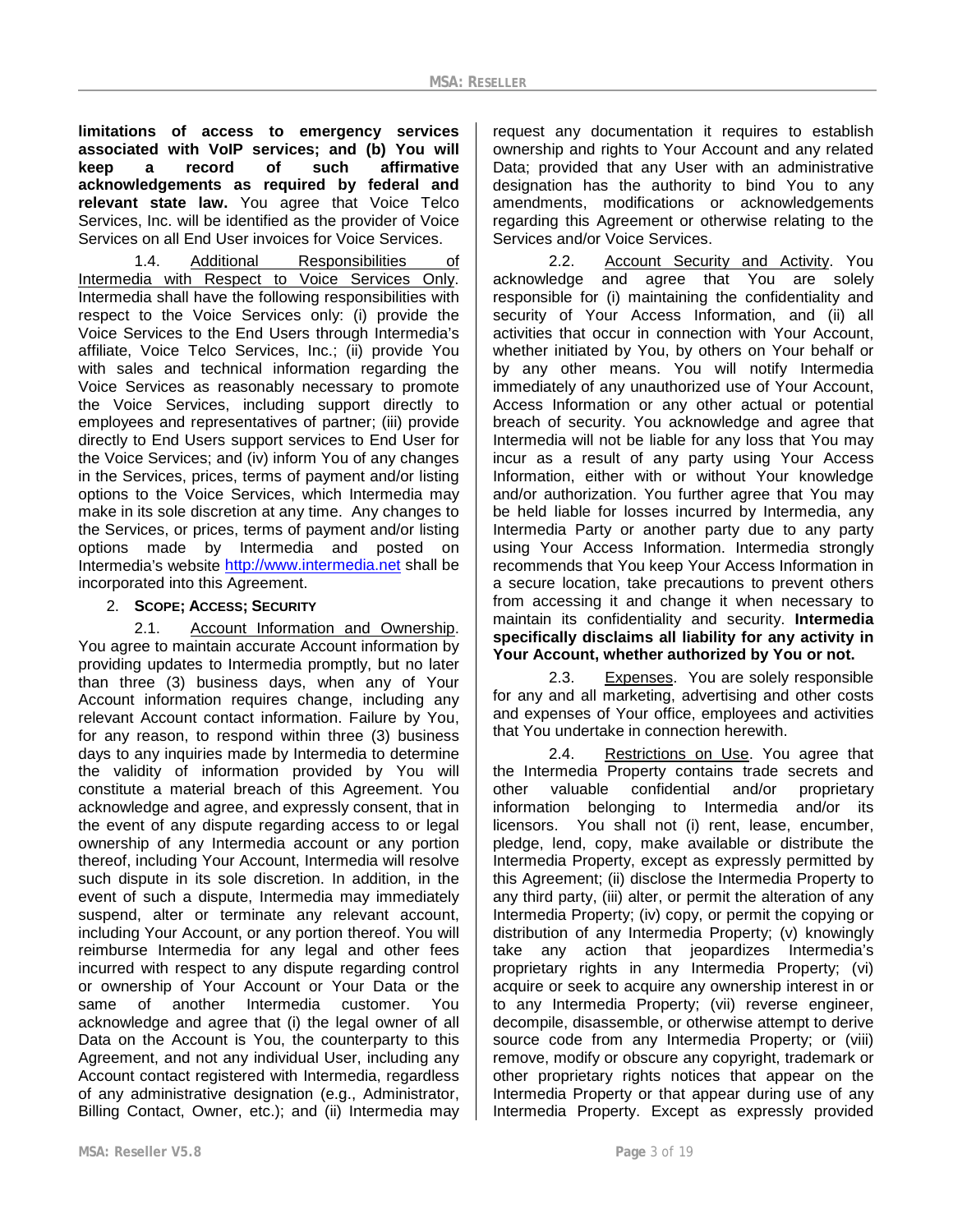**limitations of access to emergency services associated with VoIP services; and (b) You will keep a record of such affirmative acknowledgements as required by federal and relevant state law.** You agree that Voice Telco Services, Inc. will be identified as the provider of Voice Services on all End User invoices for Voice Services.

1.4. Additional Responsibilities of Intermedia with Respect to Voice Services Only. Intermedia shall have the following responsibilities with respect to the Voice Services only: (i) provide the Voice Services to the End Users through Intermedia's affiliate, Voice Telco Services, Inc.; (ii) provide You with sales and technical information regarding the Voice Services as reasonably necessary to promote the Voice Services, including support directly to employees and representatives of partner; (iii) provide directly to End Users support services to End User for the Voice Services; and (iv) inform You of any changes in the Services, prices, terms of payment and/or listing options to the Voice Services, which Intermedia may make in its sole discretion at any time. Any changes to the Services, or prices, terms of payment and/or listing options made by Intermedia and posted on Intermedia's website http://www.intermedia.net shall be incorporated into this Agreement.

2. **SCOPE; ACCESS; SECURITY**

2.1. Account Information and Ownership. You agree to maintain accurate Account information by providing updates to Intermedia promptly, but no later than three (3) business days, when any of Your Account information requires change, including any relevant Account contact information. Failure by You, for any reason, to respond within three (3) business days to any inquiries made by Intermedia to determine the validity of information provided by You will constitute a material breach of this Agreement. You acknowledge and agree, and expressly consent, that in the event of any dispute regarding access to or legal ownership of any Intermedia account or any portion thereof, including Your Account, Intermedia will resolve such dispute in its sole discretion. In addition, in the event of such a dispute, Intermedia may immediately suspend, alter or terminate any relevant account, including Your Account, or any portion thereof. You will reimburse Intermedia for any legal and other fees incurred with respect to any dispute regarding control or ownership of Your Account or Your Data or the same of another Intermedia customer. You acknowledge and agree that (i) the legal owner of all Data on the Account is You, the counterparty to this Agreement, and not any individual User, including any Account contact registered with Intermedia, regardless of any administrative designation (e.g., Administrator, Billing Contact, Owner, etc.); and (ii) Intermedia may request any documentation it requires to establish ownership and rights to Your Account and any related Data; provided that any User with an administrative designation has the authority to bind You to any amendments, modifications or acknowledgements regarding this Agreement or otherwise relating to the Services and/or Voice Services.

2.2. Account Security and Activity. You acknowledge and agree that You are solely responsible for (i) maintaining the confidentiality and security of Your Access Information, and (ii) all activities that occur in connection with Your Account, whether initiated by You, by others on Your behalf or by any other means. You will notify Intermedia immediately of any unauthorized use of Your Account, Access Information or any other actual or potential breach of security. You acknowledge and agree that Intermedia will not be liable for any loss that You may incur as a result of any party using Your Access Information, either with or without Your knowledge and/or authorization. You further agree that You may be held liable for losses incurred by Intermedia, any Intermedia Party or another party due to any party using Your Access Information. Intermedia strongly recommends that You keep Your Access Information in a secure location, take precautions to prevent others from accessing it and change it when necessary to maintain its confidentiality and security. **Intermedia specifically disclaims all liability for any activity in Your Account, whether authorized by You or not.**

2.3. Expenses. You are solely responsible for any and all marketing, advertising and other costs and expenses of Your office, employees and activities that You undertake in connection herewith.

2.4. Restrictions on Use. You agree that the Intermedia Property contains trade secrets and other valuable confidential and/or proprietary information belonging to Intermedia and/or its licensors. You shall not (i) rent, lease, encumber, pledge, lend, copy, make available or distribute the Intermedia Property, except as expressly permitted by this Agreement; (ii) disclose the Intermedia Property to any third party, (iii) alter, or permit the alteration of any Intermedia Property; (iv) copy, or permit the copying or distribution of any Intermedia Property; (v) knowingly take any action that jeopardizes Intermedia's proprietary rights in any Intermedia Property; (vi) acquire or seek to acquire any ownership interest in or to any Intermedia Property; (vii) reverse engineer, decompile, disassemble, or otherwise attempt to derive source code from any Intermedia Property; or (viii) remove, modify or obscure any copyright, trademark or other proprietary rights notices that appear on the Intermedia Property or that appear during use of any Intermedia Property. Except as expressly provided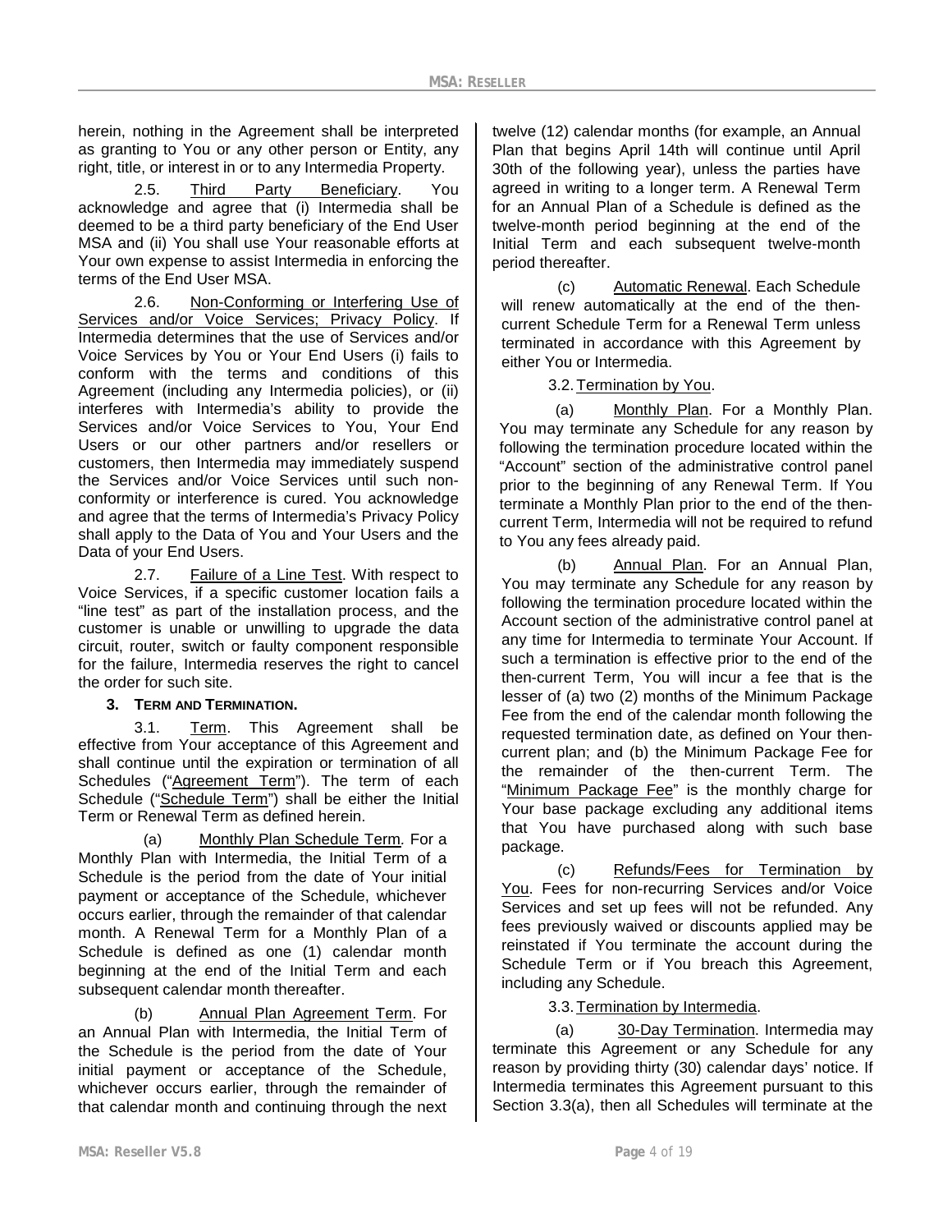herein, nothing in the Agreement shall be interpreted as granting to You or any other person or Entity, any right, title, or interest in or to any Intermedia Property.

2.5. Third Party Beneficiary. You acknowledge and agree that (i) Intermedia shall be deemed to be a third party beneficiary of the End User MSA and (ii) You shall use Your reasonable efforts at Your own expense to assist Intermedia in enforcing the terms of the End User MSA.

2.6. Non-Conforming or Interfering Use of Services and/or Voice Services; Privacy Policy. If Intermedia determines that the use of Services and/or Voice Services by You or Your End Users (i) fails to conform with the terms and conditions of this Agreement (including any Intermedia policies), or (ii) interferes with Intermedia's ability to provide the Services and/or Voice Services to You, Your End Users or our other partners and/or resellers or customers, then Intermedia may immediately suspend the Services and/or Voice Services until such non-conformity or interference is cured. You acknowledge and agree that the terms of Intermedia's Privacy Policy shall apply to the Data of You and Your Users and the Data of your End Users.

2.7. Failure of a Line Test. With respect to Voice Services, if a specific customer location fails a "line test" as part of the installation process, and the customer is unable or unwilling to upgrade the data circuit, router, switch or faulty component responsible for the failure, Intermedia reserves the right to cancel the order for such site.

**3. TERM AND TERMINATION.**

3.1. Term. This Agreement shall be effective from Your acceptance of this Agreement and shall continue until the expiration or termination of all Schedules ("Agreement Term"). The term of each Schedule ("Schedule Term") shall be either the Initial Term or Renewal Term as defined herein.

(a) Monthly Plan Schedule Term. For a Monthly Plan with Intermedia, the Initial Term of a Schedule is the period from the date of Your initial payment or acceptance of the Schedule, whichever occurs earlier, through the remainder of that calendar month. A Renewal Term for a Monthly Plan of a Schedule is defined as one (1) calendar month beginning at the end of the Initial Term and each subsequent calendar month thereafter.

(b) Annual Plan Agreement Term. For an Annual Plan with Intermedia, the Initial Term of the Schedule is the period from the date of Your initial payment or acceptance of the Schedule, whichever occurs earlier, through the remainder of that calendar month and continuing through the next twelve (12) calendar months (for example, an Annual Plan that begins April 14th will continue until April 30th of the following year), unless the parties have agreed in writing to a longer term. A Renewal Term for an Annual Plan of a Schedule is defined as the twelve-month period beginning at the end of the Initial Term and each subsequent twelve-month period thereafter.

(c) Automatic Renewal. Each Schedule will renew automatically at the end of the then-current Schedule Term for a Renewal Term unless terminated in accordance with this Agreement by either You or Intermedia.

3.2. Termination by You.

(a) Monthly Plan. For a Monthly Plan. You may terminate any Schedule for any reason by following the termination procedure located within the "Account" section of the administrative control panel prior to the beginning of any Renewal Term. If You terminate a Monthly Plan prior to the end of the then-current Term, Intermedia will not be required to refund to You any fees already paid.

(b) Annual Plan. For an Annual Plan, You may terminate any Schedule for any reason by following the termination procedure located within the Account section of the administrative control panel at any time for Intermedia to terminate Your Account. If such a termination is effective prior to the end of the then-current Term, You will incur a fee that is the lesser of (a) two (2) months of the Minimum Package Fee from the end of the calendar month following the requested termination date, as defined on Your then-current plan; and (b) the Minimum Package Fee for the remainder of the then-current Term. The "Minimum Package Fee" is the monthly charge for Your base package excluding any additional items that You have purchased along with such base package.

(c) Refunds/Fees for Termination by You. Fees for non-recurring Services and/or Voice Services and set up fees will not be refunded. Any fees previously waived or discounts applied may be reinstated if You terminate the account during the Schedule Term or if You breach this Agreement, including any Schedule.

3.3. Termination by Intermedia.

(a) 30-Day Termination. Intermedia may terminate this Agreement or any Schedule for any reason by providing thirty (30) calendar days' notice. If Intermedia terminates this Agreement pursuant to this Section 3.3(a), then all Schedules will terminate at the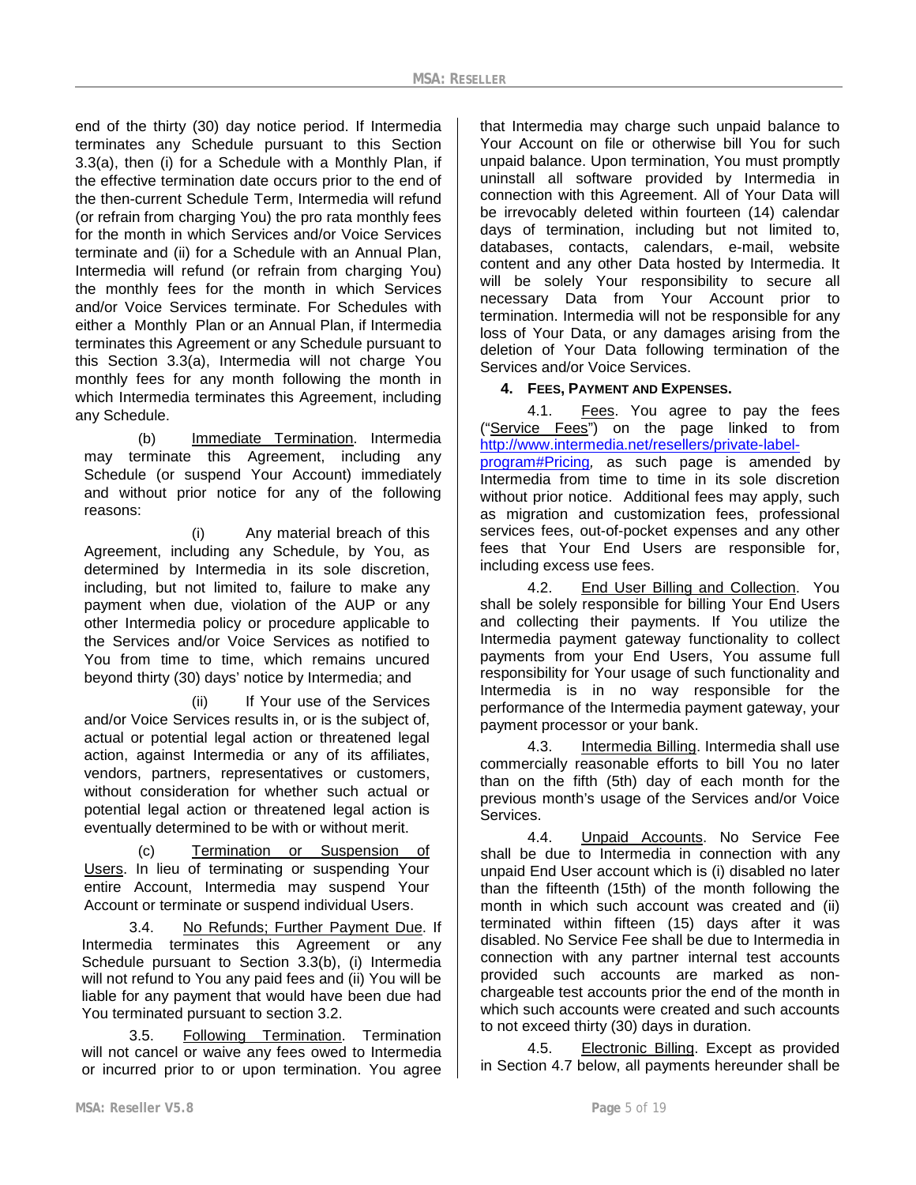end of the thirty (30) day notice period. If Intermedia terminates any Schedule pursuant to this Section 3.3(a), then (i) for a Schedule with a Monthly Plan, if the effective termination date occurs prior to the end of the then-current Schedule Term, Intermedia will refund (or refrain from charging You) the pro rata monthly fees for the month in which Services and/or Voice Services terminate and (ii) for a Schedule with an Annual Plan, Intermedia will refund (or refrain from charging You) the monthly fees for the month in which Services and/or Voice Services terminate. For Schedules with either a Monthly Plan or an Annual Plan, if Intermedia terminates this Agreement or any Schedule pursuant to this Section 3.3(a), Intermedia will not charge You monthly fees for any month following the month in which Intermedia terminates this Agreement, including any Schedule.

(b) Immediate Termination. Intermedia may terminate this Agreement, including any Schedule (or suspend Your Account) immediately and without prior notice for any of the following reasons:

(i) Any material breach of this Agreement, including any Schedule, by You, as determined by Intermedia in its sole discretion, including, but not limited to, failure to make any payment when due, violation of the AUP or any other Intermedia policy or procedure applicable to the Services and/or Voice Services as notified to You from time to time, which remains uncured beyond thirty (30) days' notice by Intermedia; and

(ii) If Your use of the Services and/or Voice Services results in, or is the subject of, actual or potential legal action or threatened legal action, against Intermedia or any of its affiliates, vendors, partners, representatives or customers, without consideration for whether such actual or potential legal action or threatened legal action is eventually determined to be with or without merit.

(c) Termination or Suspension of Users. In lieu of terminating or suspending Your entire Account, Intermedia may suspend Your Account or terminate or suspend individual Users.

3.4. No Refunds; Further Payment Due. If Intermedia terminates this Agreement or any Schedule pursuant to Section 3.3(b), (i) Intermedia will not refund to You any paid fees and (ii) You will be liable for any payment that would have been due had You terminated pursuant to section 3.2.

3.5. Following Termination. Termination will not cancel or waive any fees owed to Intermedia or incurred prior to or upon termination. You agree that Intermedia may charge such unpaid balance to Your Account on file or otherwise bill You for such unpaid balance. Upon termination, You must promptly uninstall all software provided by Intermedia in connection with this Agreement. All of Your Data will be irrevocably deleted within fourteen (14) calendar days of termination, including but not limited to, databases, contacts, calendars, e-mail, website content and any other Data hosted by Intermedia. It will be solely Your responsibility to secure all necessary Data from Your Account prior to termination. Intermedia will not be responsible for any loss of Your Data, or any damages arising from the deletion of Your Data following termination of the Services and/or Voice Services.

**4. FEES, PAYMENT AND EXPENSES.**

4.1. Fees. You agree to pay the fees ("Service Fees") on the page linked to from http://www.intermedia.net/resellers/private-label-program#Pricing, as such page is amended by Intermedia from time to time in its sole discretion without prior notice. Additional fees may apply, such as migration and customization fees, professional services fees, out-of-pocket expenses and any other fees that Your End Users are responsible for, including excess use fees.

4.2. End User Billing and Collection. You shall be solely responsible for billing Your End Users and collecting their payments. If You utilize the Intermedia payment gateway functionality to collect payments from your End Users, You assume full responsibility for Your usage of such functionality and Intermedia is in no way responsible for the performance of the Intermedia payment gateway, your payment processor or your bank.

4.3. Intermedia Billing. Intermedia shall use commercially reasonable efforts to bill You no later than on the fifth (5th) day of each month for the previous month's usage of the Services and/or Voice Services.

4.4. Unpaid Accounts. No Service Fee shall be due to Intermedia in connection with any unpaid End User account which is (i) disabled no later than the fifteenth (15th) of the month following the month in which such account was created and (ii) terminated within fifteen (15) days after it was disabled. No Service Fee shall be due to Intermedia in connection with any partner internal test accounts provided such accounts are marked as non-chargeable test accounts prior the end of the month in which such accounts were created and such accounts to not exceed thirty (30) days in duration.

4.5. Electronic Billing. Except as provided in Section 4.7 below, all payments hereunder shall be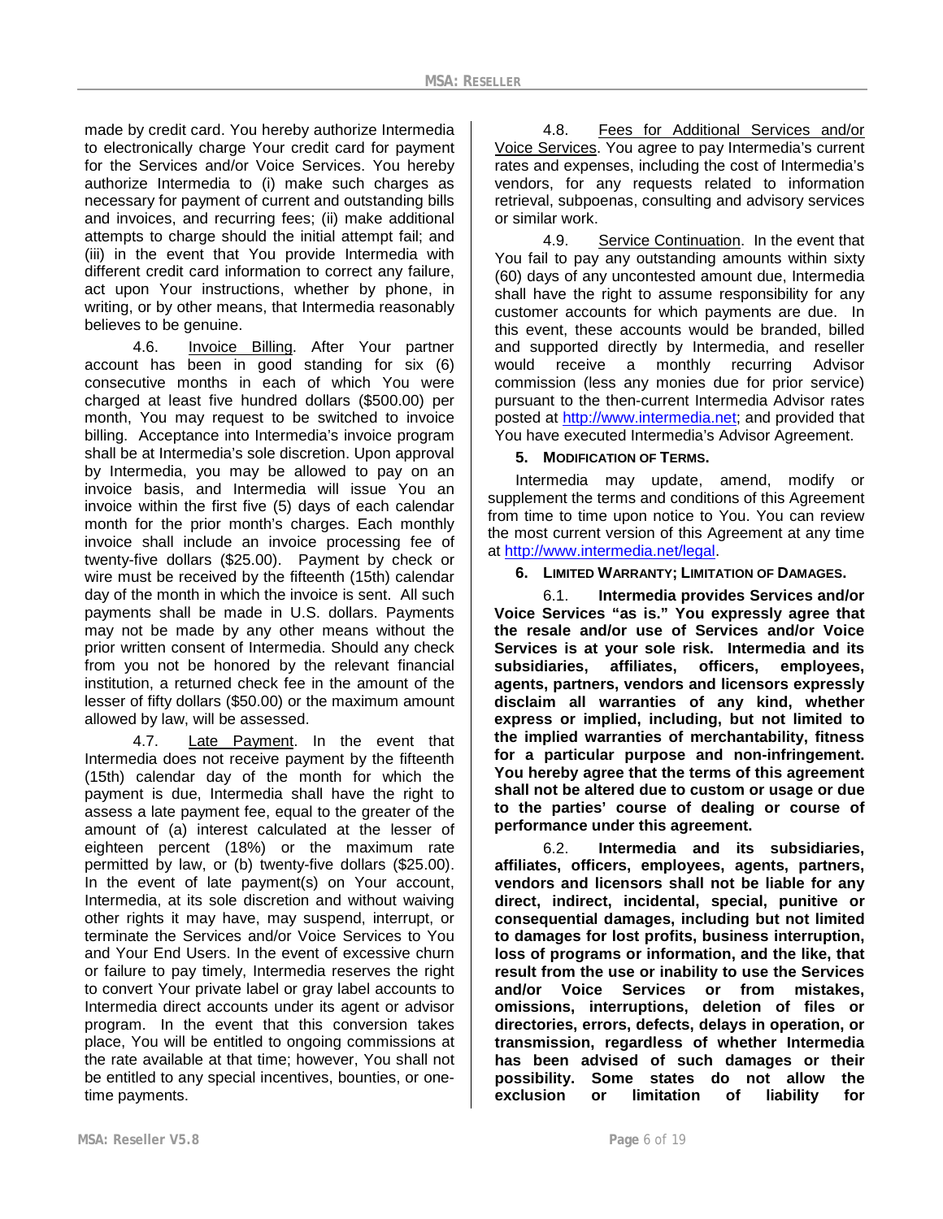made by credit card. You hereby authorize Intermedia to electronically charge Your credit card for payment for the Services and/or Voice Services. You hereby authorize Intermedia to (i) make such charges as necessary for payment of current and outstanding bills and invoices, and recurring fees; (ii) make additional attempts to charge should the initial attempt fail; and (iii) in the event that You provide Intermedia with different credit card information to correct any failure, act upon Your instructions, whether by phone, in writing, or by other means, that Intermedia reasonably believes to be genuine.

4.6. Invoice Billing. After Your partner account has been in good standing for six (6) consecutive months in each of which You were charged at least five hundred dollars ($500.00) per month, You may request to be switched to invoice billing. Acceptance into Intermedia's invoice program shall be at Intermedia's sole discretion. Upon approval by Intermedia, you may be allowed to pay on an invoice basis, and Intermedia will issue You an invoice within the first five (5) days of each calendar month for the prior month's charges. Each monthly invoice shall include an invoice processing fee of twenty-five dollars ($25.00). Payment by check or wire must be received by the fifteenth (15th) calendar day of the month in which the invoice is sent. All such payments shall be made in U.S. dollars. Payments may not be made by any other means without the prior written consent of Intermedia. Should any check from you not be honored by the relevant financial institution, a returned check fee in the amount of the lesser of fifty dollars ($50.00) or the maximum amount allowed by law, will be assessed.

4.7. Late Payment. In the event that Intermedia does not receive payment by the fifteenth (15th) calendar day of the month for which the payment is due, Intermedia shall have the right to assess a late payment fee, equal to the greater of the amount of (a) interest calculated at the lesser of eighteen percent (18%) or the maximum rate permitted by law, or (b) twenty-five dollars ($25.00). In the event of late payment(s) on Your account, Intermedia, at its sole discretion and without waiving other rights it may have, may suspend, interrupt, or terminate the Services and/or Voice Services to You and Your End Users. In the event of excessive churn or failure to pay timely, Intermedia reserves the right to convert Your private label or gray label accounts to Intermedia direct accounts under its agent or advisor program. In the event that this conversion takes place, You will be entitled to ongoing commissions at the rate available at that time; however, You shall not be entitled to any special incentives, bounties, or one-time payments.

4.8. Fees for Additional Services and/or Voice Services. You agree to pay Intermedia's current rates and expenses, including the cost of Intermedia's vendors, for any requests related to information retrieval, subpoenas, consulting and advisory services or similar work.

4.9. Service Continuation. In the event that You fail to pay any outstanding amounts within sixty (60) days of any uncontested amount due, Intermedia shall have the right to assume responsibility for any customer accounts for which payments are due. In this event, these accounts would be branded, billed and supported directly by Intermedia, and reseller would receive a monthly recurring Advisor commission (less any monies due for prior service) pursuant to the then-current Intermedia Advisor rates posted at http://www.intermedia.net; and provided that You have executed Intermedia's Advisor Agreement.

**5. MODIFICATION OF TERMS.**

Intermedia may update, amend, modify or supplement the terms and conditions of this Agreement from time to time upon notice to You. You can review the most current version of this Agreement at any time at http://www.intermedia.net/legal.

**6. LIMITED WARRANTY; LIMITATION OF DAMAGES.**

6.1. **Intermedia provides Services and/or Voice Services "as is." You expressly agree that the resale and/or use of Services and/or Voice Services is at your sole risk. Intermedia and its subsidiaries, affiliates, officers, employees, agents, partners, vendors and licensors expressly disclaim all warranties of any kind, whether express or implied, including, but not limited to the implied warranties of merchantability, fitness for a particular purpose and non-infringement. You hereby agree that the terms of this agreement shall not be altered due to custom or usage or due to the parties' course of dealing or course of performance under this agreement.**

6.2. **Intermedia and its subsidiaries, affiliates, officers, employees, agents, partners, vendors and licensors shall not be liable for any direct, indirect, incidental, special, punitive or consequential damages, including but not limited to damages for lost profits, business interruption, loss of programs or information, and the like, that result from the use or inability to use the Services and/or Voice Services or from mistakes, omissions, interruptions, deletion of files or directories, errors, defects, delays in operation, or transmission, regardless of whether Intermedia has been advised of such damages or their possibility. Some states do not allow the exclusion or limitation of liability for**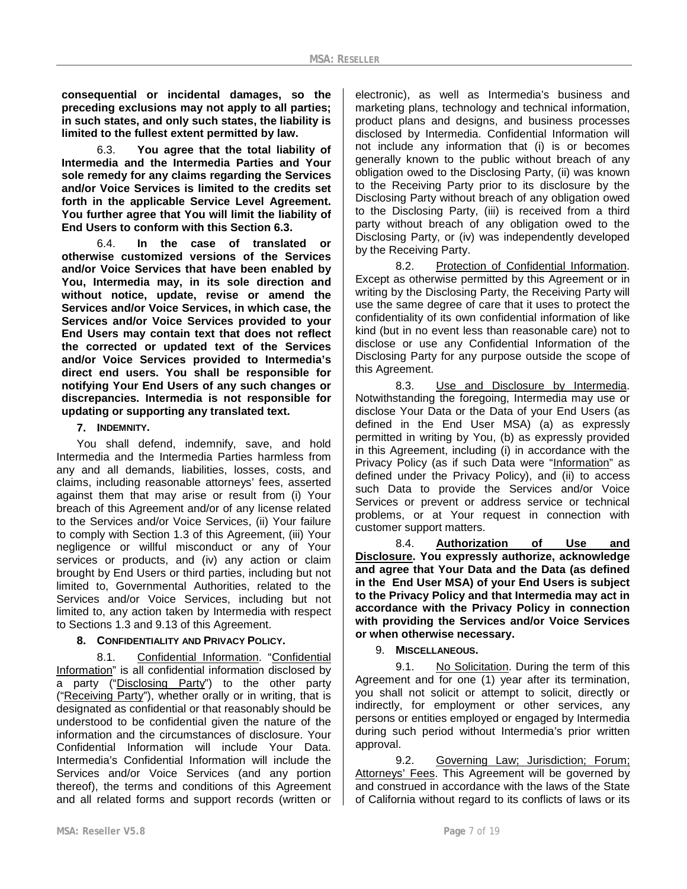**consequential or incidental damages, so the preceding exclusions may not apply to all parties; in such states, and only such states, the liability is limited to the fullest extent permitted by law.**

6.3. **You agree that the total liability of Intermedia and the Intermedia Parties and Your sole remedy for any claims regarding the Services and/or Voice Services is limited to the credits set forth in the applicable Service Level Agreement. You further agree that You will limit the liability of End Users to conform with this Section 6.3.**

6.4. **In the case of translated or otherwise customized versions of the Services and/or Voice Services that have been enabled by You, Intermedia may, in its sole direction and without notice, update, revise or amend the Services and/or Voice Services, in which case, the Services and/or Voice Services provided to your End Users may contain text that does not reflect the corrected or updated text of the Services and/or Voice Services provided to Intermedia's direct end users. You shall be responsible for notifying Your End Users of any such changes or discrepancies. Intermedia is not responsible for updating or supporting any translated text.**

## 7. INDEMNITY.

You shall defend, indemnify, save, and hold Intermedia and the Intermedia Parties harmless from any and all demands, liabilities, losses, costs, and claims, including reasonable attorneys' fees, asserted against them that may arise or result from (i) Your breach of this Agreement and/or of any license related to the Services and/or Voice Services, (ii) Your failure to comply with Section 1.3 of this Agreement, (iii) Your negligence or willful misconduct or any of Your services or products, and (iv) any action or claim brought by End Users or third parties, including but not limited to, Governmental Authorities, related to the Services and/or Voice Services, including but not limited to, any action taken by Intermedia with respect to Sections 1.3 and 9.13 of this Agreement.

## 8. CONFIDENTIALITY AND PRIVACY POLICY.

8.1. Confidential Information. "Confidential Information" is all confidential information disclosed by a party ("Disclosing Party") to the other party ("Receiving Party"), whether orally or in writing, that is designated as confidential or that reasonably should be understood to be confidential given the nature of the information and the circumstances of disclosure. Your Confidential Information will include Your Data. Intermedia's Confidential Information will include the Services and/or Voice Services (and any portion thereof), the terms and conditions of this Agreement and all related forms and support records (written or electronic), as well as Intermedia's business and marketing plans, technology and technical information, product plans and designs, and business processes disclosed by Intermedia. Confidential Information will not include any information that (i) is or becomes generally known to the public without breach of any obligation owed to the Disclosing Party, (ii) was known to the Receiving Party prior to its disclosure by the Disclosing Party without breach of any obligation owed to the Disclosing Party, (iii) is received from a third party without breach of any obligation owed to the Disclosing Party, or (iv) was independently developed by the Receiving Party.

8.2. Protection of Confidential Information. Except as otherwise permitted by this Agreement or in writing by the Disclosing Party, the Receiving Party will use the same degree of care that it uses to protect the confidentiality of its own confidential information of like kind (but in no event less than reasonable care) not to disclose or use any Confidential Information of the Disclosing Party for any purpose outside the scope of this Agreement.

8.3. Use and Disclosure by Intermedia. Notwithstanding the foregoing, Intermedia may use or disclose Your Data or the Data of your End Users (as defined in the End User MSA) (a) as expressly permitted in writing by You, (b) as expressly provided in this Agreement, including (i) in accordance with the Privacy Policy (as if such Data were "Information" as defined under the Privacy Policy), and (ii) to access such Data to provide the Services and/or Voice Services or prevent or address service or technical problems, or at Your request in connection with customer support matters.

8.4. **Authorization of Use and Disclosure. You expressly authorize, acknowledge and agree that Your Data and the Data (as defined in the End User MSA) of your End Users is subject to the Privacy Policy and that Intermedia may act in accordance with the Privacy Policy in connection with providing the Services and/or Voice Services or when otherwise necessary.**

## 9. MISCELLANEOUS.

9.1. No Solicitation. During the term of this Agreement and for one (1) year after its termination, you shall not solicit or attempt to solicit, directly or indirectly, for employment or other services, any persons or entities employed or engaged by Intermedia during such period without Intermedia's prior written approval.

9.2. Governing Law; Jurisdiction; Forum; Attorneys' Fees. This Agreement will be governed by and construed in accordance with the laws of the State of California without regard to its conflicts of laws or its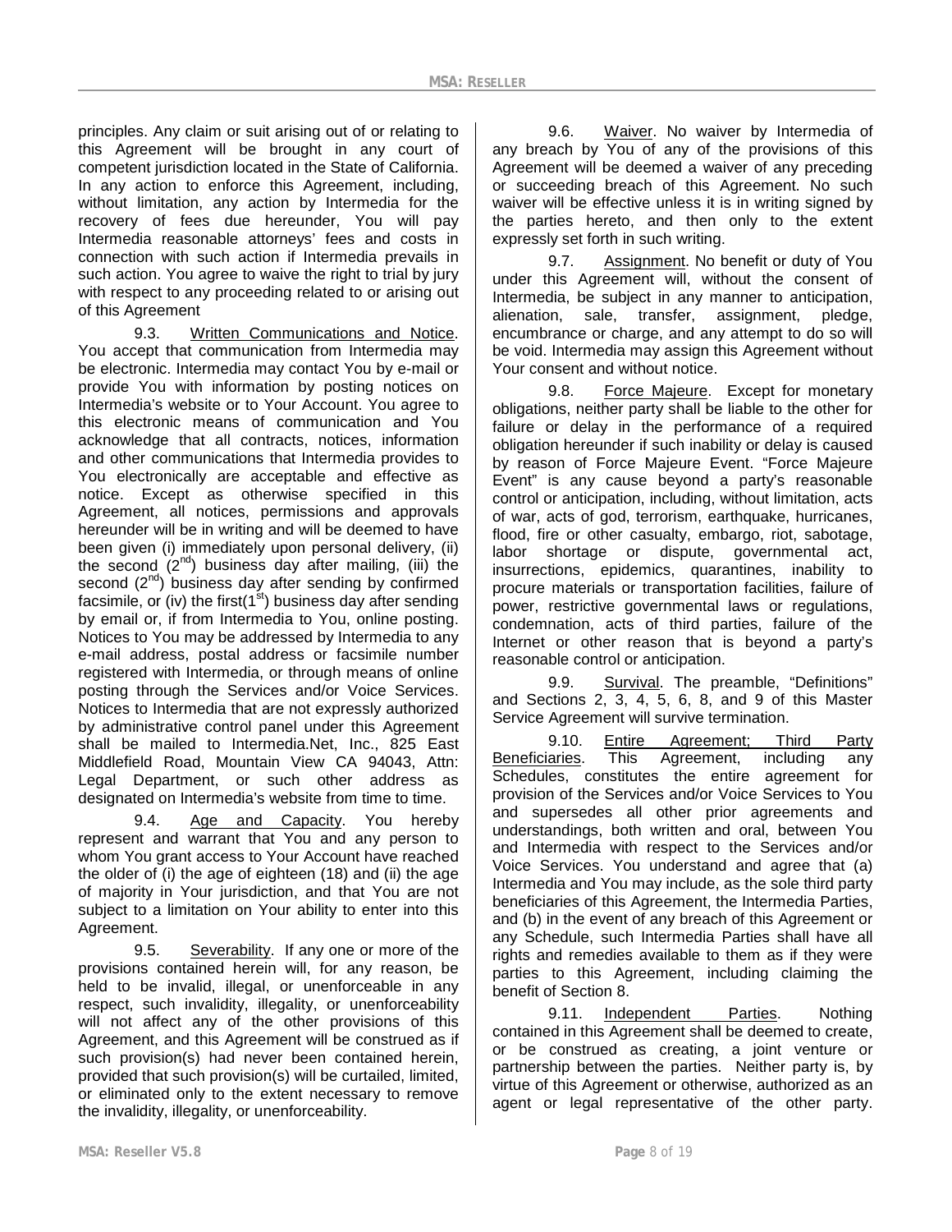principles. Any claim or suit arising out of or relating to this Agreement will be brought in any court of competent jurisdiction located in the State of California. In any action to enforce this Agreement, including, without limitation, any action by Intermedia for the recovery of fees due hereunder, You will pay Intermedia reasonable attorneys' fees and costs in connection with such action if Intermedia prevails in such action. You agree to waive the right to trial by jury with respect to any proceeding related to or arising out of this Agreement

9.3. Written Communications and Notice. You accept that communication from Intermedia may be electronic. Intermedia may contact You by e-mail or provide You with information by posting notices on Intermedia's website or to Your Account. You agree to this electronic means of communication and You acknowledge that all contracts, notices, information and other communications that Intermedia provides to You electronically are acceptable and effective as notice. Except as otherwise specified in this Agreement, all notices, permissions and approvals hereunder will be in writing and will be deemed to have been given (i) immediately upon personal delivery, (ii) the second (2nd) business day after mailing, (iii) the second (2nd) business day after sending by confirmed facsimile, or (iv) the first(1st) business day after sending by email or, if from Intermedia to You, online posting. Notices to You may be addressed by Intermedia to any e-mail address, postal address or facsimile number registered with Intermedia, or through means of online posting through the Services and/or Voice Services. Notices to Intermedia that are not expressly authorized by administrative control panel under this Agreement shall be mailed to Intermedia.Net, Inc., 825 East Middlefield Road, Mountain View CA 94043, Attn: Legal Department, or such other address as designated on Intermedia's website from time to time.

9.4. Age and Capacity. You hereby represent and warrant that You and any person to whom You grant access to Your Account have reached the older of (i) the age of eighteen (18) and (ii) the age of majority in Your jurisdiction, and that You are not subject to a limitation on Your ability to enter into this Agreement.

9.5. Severability. If any one or more of the provisions contained herein will, for any reason, be held to be invalid, illegal, or unenforceable in any respect, such invalidity, illegality, or unenforceability will not affect any of the other provisions of this Agreement, and this Agreement will be construed as if such provision(s) had never been contained herein, provided that such provision(s) will be curtailed, limited, or eliminated only to the extent necessary to remove the invalidity, illegality, or unenforceability.

9.6. Waiver. No waiver by Intermedia of any breach by You of any of the provisions of this Agreement will be deemed a waiver of any preceding or succeeding breach of this Agreement. No such waiver will be effective unless it is in writing signed by the parties hereto, and then only to the extent expressly set forth in such writing.

9.7. Assignment. No benefit or duty of You under this Agreement will, without the consent of Intermedia, be subject in any manner to anticipation, alienation, sale, transfer, assignment, pledge, encumbrance or charge, and any attempt to do so will be void. Intermedia may assign this Agreement without Your consent and without notice.

9.8. Force Majeure. Except for monetary obligations, neither party shall be liable to the other for failure or delay in the performance of a required obligation hereunder if such inability or delay is caused by reason of Force Majeure Event. "Force Majeure Event" is any cause beyond a party's reasonable control or anticipation, including, without limitation, acts of war, acts of god, terrorism, earthquake, hurricanes, flood, fire or other casualty, embargo, riot, sabotage, labor shortage or dispute, governmental act, insurrections, epidemics, quarantines, inability to procure materials or transportation facilities, failure of power, restrictive governmental laws or regulations, condemnation, acts of third parties, failure of the Internet or other reason that is beyond a party's reasonable control or anticipation.

9.9. Survival. The preamble, "Definitions" and Sections 2, 3, 4, 5, 6, 8, and 9 of this Master Service Agreement will survive termination.

9.10. Entire Agreement; Third Party Beneficiaries. This Agreement, including any Schedules, constitutes the entire agreement for provision of the Services and/or Voice Services to You and supersedes all other prior agreements and understandings, both written and oral, between You and Intermedia with respect to the Services and/or Voice Services. You understand and agree that (a) Intermedia and You may include, as the sole third party beneficiaries of this Agreement, the Intermedia Parties, and (b) in the event of any breach of this Agreement or any Schedule, such Intermedia Parties shall have all rights and remedies available to them as if they were parties to this Agreement, including claiming the benefit of Section 8.

9.11. Independent Parties. Nothing contained in this Agreement shall be deemed to create, or be construed as creating, a joint venture or partnership between the parties. Neither party is, by virtue of this Agreement or otherwise, authorized as an agent or legal representative of the other party.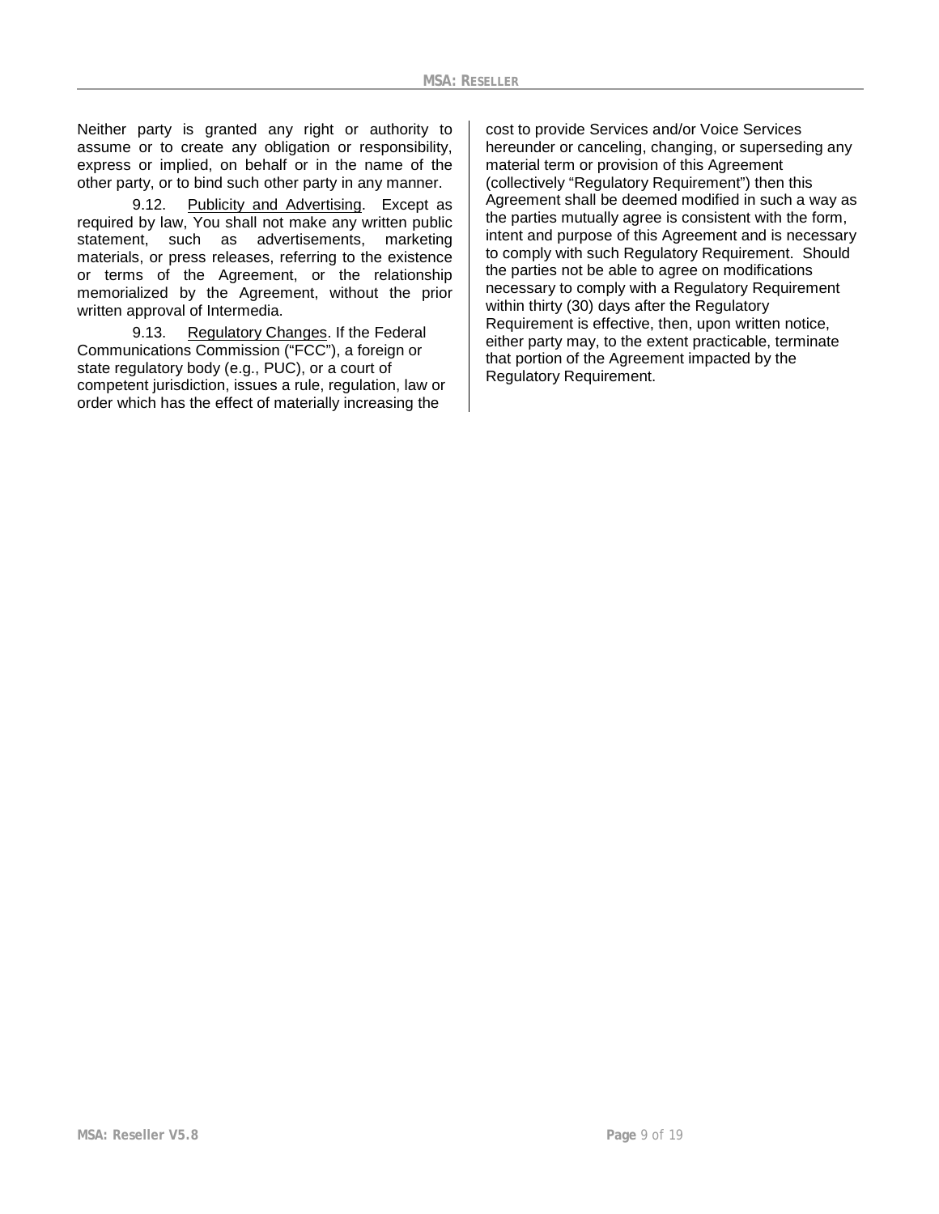Neither party is granted any right or authority to assume or to create any obligation or responsibility, express or implied, on behalf or in the name of the other party, or to bind such other party in any manner.

9.12. Publicity and Advertising. Except as required by law, You shall not make any written public statement, such as advertisements, marketing materials, or press releases, referring to the existence or terms of the Agreement, or the relationship memorialized by the Agreement, without the prior written approval of Intermedia.

9.13. Regulatory Changes. If the Federal Communications Commission ("FCC"), a foreign or state regulatory body (e.g., PUC), or a court of competent jurisdiction, issues a rule, regulation, law or order which has the effect of materially increasing the cost to provide Services and/or Voice Services hereunder or canceling, changing, or superseding any material term or provision of this Agreement (collectively "Regulatory Requirement") then this Agreement shall be deemed modified in such a way as the parties mutually agree is consistent with the form, intent and purpose of this Agreement and is necessary to comply with such Regulatory Requirement. Should the parties not be able to agree on modifications necessary to comply with a Regulatory Requirement within thirty (30) days after the Regulatory Requirement is effective, then, upon written notice, either party may, to the extent practicable, terminate that portion of the Agreement impacted by the Regulatory Requirement.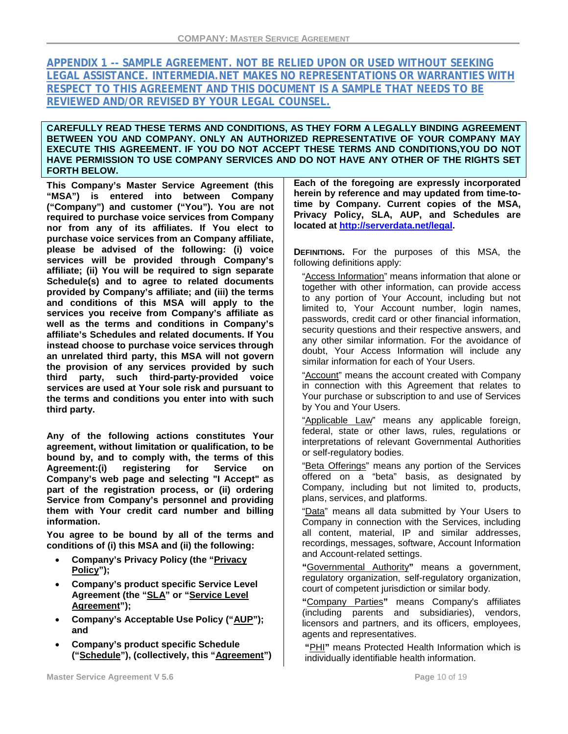## APPENDIX 1 -- SAMPLE AGREEMENT. NOT BE RELIED UPON OR USED WITHOUT SEEKING LEGAL ASSISTANCE. INTERMEDIA.NET MAKES NO REPRESENTATIONS OR WARRANTIES WITH RESPECT TO THIS AGREEMENT AND THIS DOCUMENT IS A SAMPLE THAT NEEDS TO BE REVIEWED AND/OR REVISED BY YOUR LEGAL COUNSEL.

**CAREFULLY READ THESE TERMS AND CONDITIONS, AS THEY FORM A LEGALLY BINDING AGREEMENT BETWEEN YOU AND COMPANY. ONLY AN AUTHORIZED REPRESENTATIVE OF YOUR COMPANY MAY EXECUTE THIS AGREEMENT. IF YOU DO NOT ACCEPT THESE TERMS AND CONDITIONS,YOU DO NOT HAVE PERMISSION TO USE COMPANY SERVICES AND DO NOT HAVE ANY OTHER OF THE RIGHTS SET FORTH BELOW.**

**This Company's Master Service Agreement (this "MSA") is entered into between Company ("Company") and customer ("You"). You are not required to purchase voice services from Company nor from any of its affiliates. If You elect to purchase voice services from an Company affiliate, please be advised of the following: (i) voice services will be provided through Company's affiliate; (ii) You will be required to sign separate Schedule(s) and to agree to related documents provided by Company's affiliate; and (iii) the terms and conditions of this MSA will apply to the services you receive from Company's affiliate as well as the terms and conditions in Company's affiliate's Schedules and related documents. If You instead choose to purchase voice services through an unrelated third party, this MSA will not govern the provision of any services provided by such third party, such third-party-provided voice services are used at Your sole risk and pursuant to the terms and conditions you enter into with such third party.**

**Any of the following actions constitutes Your agreement, without limitation or qualification, to be bound by, and to comply with, the terms of this Agreement:(i) registering for Service on Company's web page and selecting "I Accept" as part of the registration process, or (ii) ordering Service from Company's personnel and providing them with Your credit card number and billing information.**

**You agree to be bound by all of the terms and conditions of (i) this MSA and (ii) the following:**

- **Company's Privacy Policy (the "Privacy Policy");**
- **Company's product specific Service Level Agreement (the "SLA" or "Service Level Agreement");**
- **Company's Acceptable Use Policy ("AUP"); and**
- **Company's product specific Schedule ("Schedule"), (collectively, this "Agreement")**

**Each of the foregoing are expressly incorporated herein by reference and may updated from time-to-time by Company. Current copies of the MSA, Privacy Policy, SLA, AUP, and Schedules are located at http://serverdata.net/legal.**

**DEFINITIONS.** For the purposes of this MSA, the following definitions apply:

"Access Information" means information that alone or together with other information, can provide access to any portion of Your Account, including but not limited to, Your Account number, login names, passwords, credit card or other financial information, security questions and their respective answers, and any other similar information. For the avoidance of doubt, Your Access Information will include any similar information for each of Your Users.

"Account" means the account created with Company in connection with this Agreement that relates to Your purchase or subscription to and use of Services by You and Your Users.

"Applicable Law" means any applicable foreign, federal, state or other laws, rules, regulations or interpretations of relevant Governmental Authorities or self-regulatory bodies.

"Beta Offerings" means any portion of the Services offered on a "beta" basis, as designated by Company, including but not limited to, products, plans, services, and platforms.

"Data" means all data submitted by Your Users to Company in connection with the Services, including all content, material, IP and similar addresses, recordings, messages, software, Account Information and Account-related settings.

"Governmental Authority" means a government, regulatory organization, self-regulatory organization, court of competent jurisdiction or similar body.

"Company Parties" means Company's affiliates (including parents and subsidiaries), vendors, licensors and partners, and its officers, employees, agents and representatives.

"PHI" means Protected Health Information which is individually identifiable health information.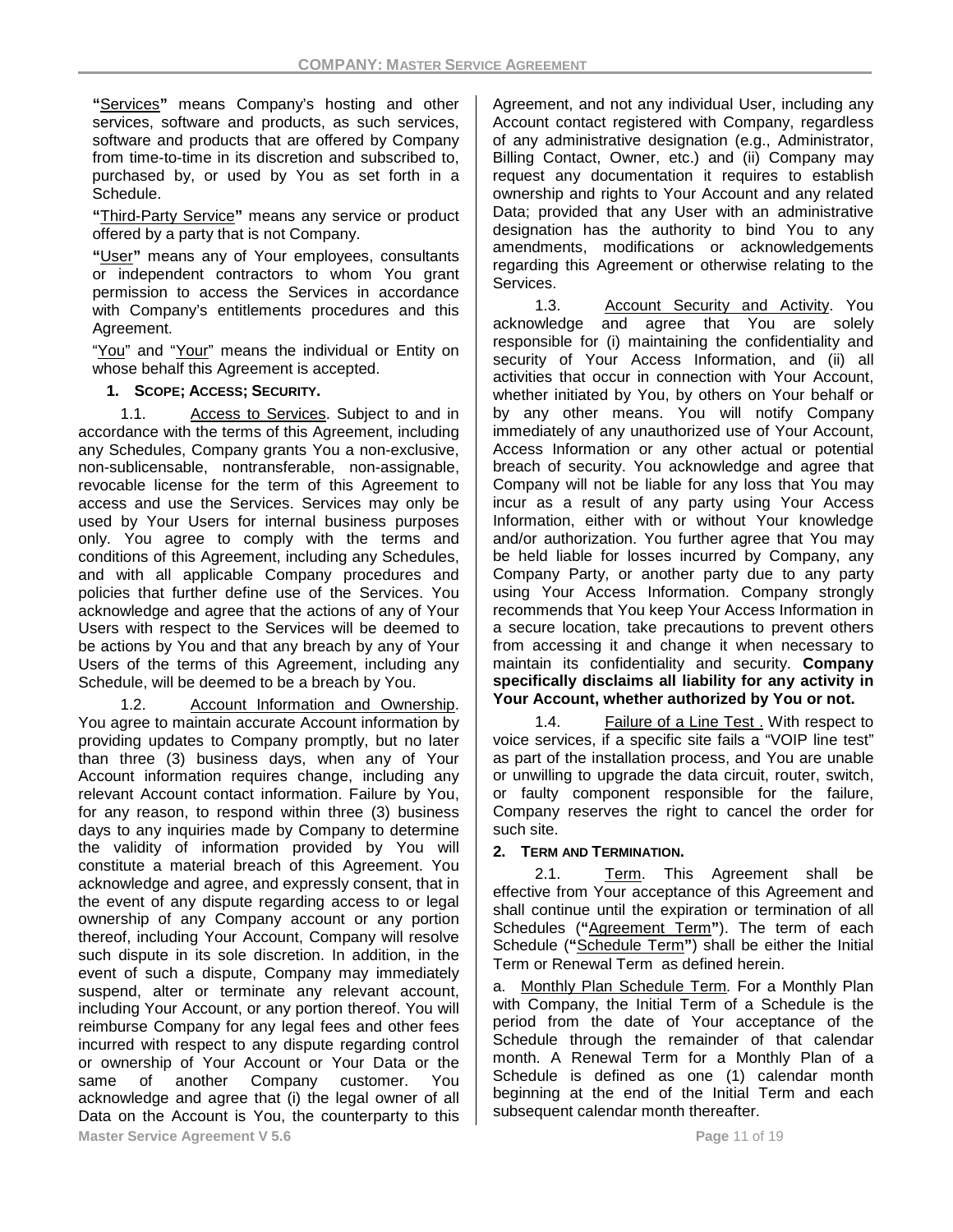**"**Services**"** means Company's hosting and other services, software and products, as such services, software and products that are offered by Company from time-to-time in its discretion and subscribed to, purchased by, or used by You as set forth in a Schedule.

**"**Third-Party Service**"** means any service or product offered by a party that is not Company.

**"**User**"** means any of Your employees, consultants or independent contractors to whom You grant permission to access the Services in accordance with Company's entitlements procedures and this Agreement.

"You" and "Your" means the individual or Entity on whose behalf this Agreement is accepted.

### 1. SCOPE; ACCESS; SECURITY.

1.1. Access to Services. Subject to and in accordance with the terms of this Agreement, including any Schedules, Company grants You a non-exclusive, non-sublicensable, nontransferable, non-assignable, revocable license for the term of this Agreement to access and use the Services. Services may only be used by Your Users for internal business purposes only. You agree to comply with the terms and conditions of this Agreement, including any Schedules, and with all applicable Company procedures and policies that further define use of the Services. You acknowledge and agree that the actions of any of Your Users with respect to the Services will be deemed to be actions by You and that any breach by any of Your Users of the terms of this Agreement, including any Schedule, will be deemed to be a breach by You.

1.2. Account Information and Ownership. You agree to maintain accurate Account information by providing updates to Company promptly, but no later than three (3) business days, when any of Your Account information requires change, including any relevant Account contact information. Failure by You, for any reason, to respond within three (3) business days to any inquiries made by Company to determine the validity of information provided by You will constitute a material breach of this Agreement. You acknowledge and agree, and expressly consent, that in the event of any dispute regarding access to or legal ownership of any Company account or any portion thereof, including Your Account, Company will resolve such dispute in its sole discretion. In addition, in the event of such a dispute, Company may immediately suspend, alter or terminate any relevant account, including Your Account, or any portion thereof. You will reimburse Company for any legal fees and other fees incurred with respect to any dispute regarding control or ownership of Your Account or Your Data or the same of another Company customer. You acknowledge and agree that (i) the legal owner of all Data on the Account is You, the counterparty to this Agreement, and not any individual User, including any Account contact registered with Company, regardless of any administrative designation (e.g., Administrator, Billing Contact, Owner, etc.) and (ii) Company may request any documentation it requires to establish ownership and rights to Your Account and any related Data; provided that any User with an administrative designation has the authority to bind You to any amendments, modifications or acknowledgements regarding this Agreement or otherwise relating to the Services.

1.3. Account Security and Activity. You acknowledge and agree that You are solely responsible for (i) maintaining the confidentiality and security of Your Access Information, and (ii) all activities that occur in connection with Your Account, whether initiated by You, by others on Your behalf or by any other means. You will notify Company immediately of any unauthorized use of Your Account, Access Information or any other actual or potential breach of security. You acknowledge and agree that Company will not be liable for any loss that You may incur as a result of any party using Your Access Information, either with or without Your knowledge and/or authorization. You further agree that You may be held liable for losses incurred by Company, any Company Party, or another party due to any party using Your Access Information. Company strongly recommends that You keep Your Access Information in a secure location, take precautions to prevent others from accessing it and change it when necessary to maintain its confidentiality and security. **Company specifically disclaims all liability for any activity in Your Account, whether authorized by You or not.**

1.4. Failure of a Line Test . With respect to voice services, if a specific site fails a "VOIP line test" as part of the installation process, and You are unable or unwilling to upgrade the data circuit, router, switch, or faulty component responsible for the failure, Company reserves the right to cancel the order for such site.

### 2. TERM AND TERMINATION.

2.1. Term. This Agreement shall be effective from Your acceptance of this Agreement and shall continue until the expiration or termination of all Schedules (**"**Agreement Term**"**). The term of each Schedule (**"**Schedule Term**"**) shall be either the Initial Term or Renewal Term as defined herein.

a. Monthly Plan Schedule Term*.* For a Monthly Plan with Company, the Initial Term of a Schedule is the period from the date of Your acceptance of the Schedule through the remainder of that calendar month. A Renewal Term for a Monthly Plan of a Schedule is defined as one (1) calendar month beginning at the end of the Initial Term and each subsequent calendar month thereafter.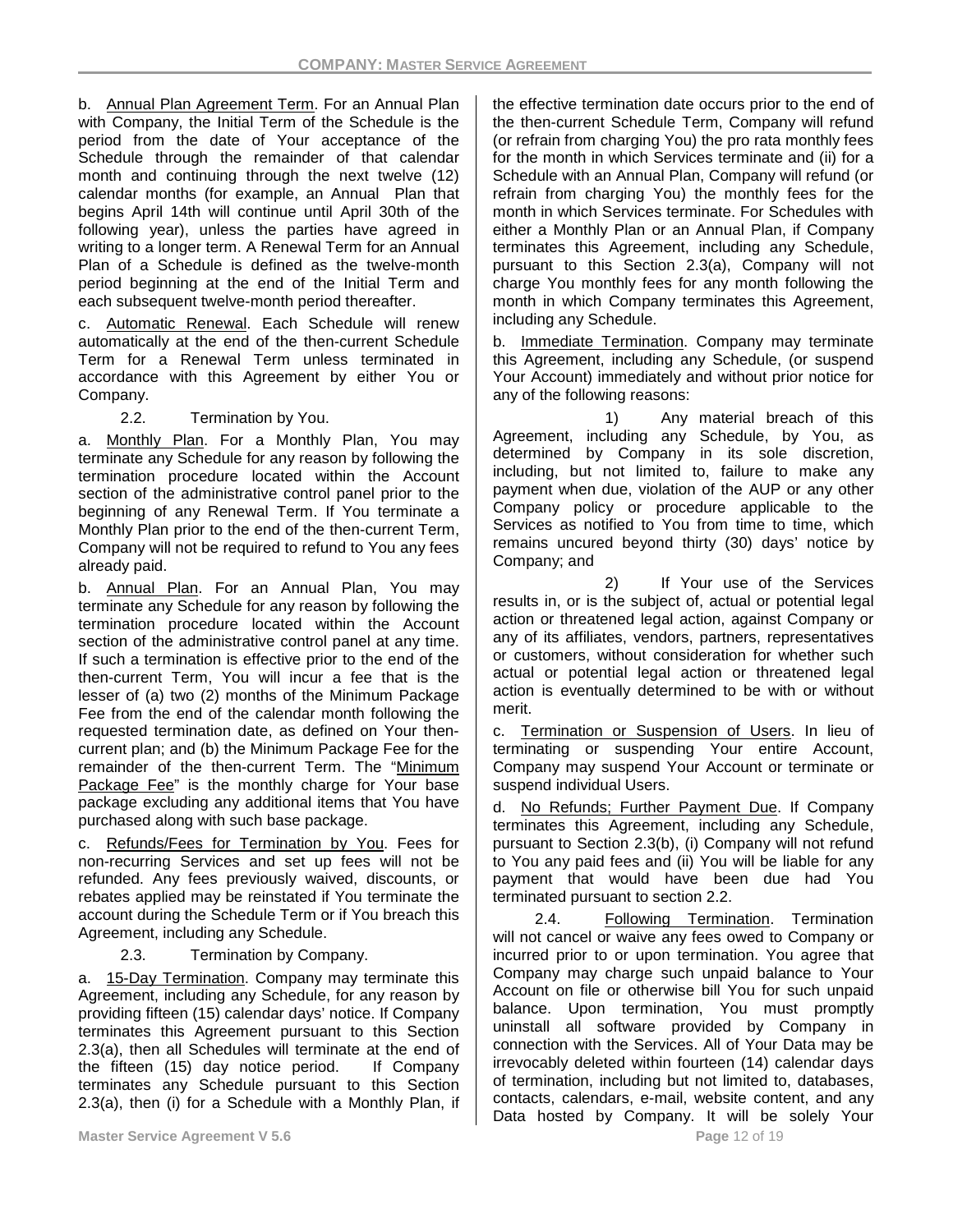b. Annual Plan Agreement Term. For an Annual Plan with Company, the Initial Term of the Schedule is the period from the date of Your acceptance of the Schedule through the remainder of that calendar month and continuing through the next twelve (12) calendar months (for example, an Annual Plan that begins April 14th will continue until April 30th of the following year), unless the parties have agreed in writing to a longer term. A Renewal Term for an Annual Plan of a Schedule is defined as the twelve-month period beginning at the end of the Initial Term and each subsequent twelve-month period thereafter.

c. Automatic Renewal. Each Schedule will renew automatically at the end of the then-current Schedule Term for a Renewal Term unless terminated in accordance with this Agreement by either You or Company.

2.2. Termination by You.

a. Monthly Plan. For a Monthly Plan, You may terminate any Schedule for any reason by following the termination procedure located within the Account section of the administrative control panel prior to the beginning of any Renewal Term. If You terminate a Monthly Plan prior to the end of the then-current Term, Company will not be required to refund to You any fees already paid.

b. Annual Plan. For an Annual Plan, You may terminate any Schedule for any reason by following the termination procedure located within the Account section of the administrative control panel at any time. If such a termination is effective prior to the end of the then-current Term, You will incur a fee that is the lesser of (a) two (2) months of the Minimum Package Fee from the end of the calendar month following the requested termination date, as defined on Your then-current plan; and (b) the Minimum Package Fee for the remainder of the then-current Term. The "Minimum Package Fee" is the monthly charge for Your base package excluding any additional items that You have purchased along with such base package.

c. Refunds/Fees for Termination by You. Fees for non-recurring Services and set up fees will not be refunded. Any fees previously waived, discounts, or rebates applied may be reinstated if You terminate the account during the Schedule Term or if You breach this Agreement, including any Schedule.

2.3. Termination by Company.

a. 15-Day Termination. Company may terminate this Agreement, including any Schedule, for any reason by providing fifteen (15) calendar days' notice. If Company terminates this Agreement pursuant to this Section 2.3(a), then all Schedules will terminate at the end of the fifteen (15) day notice period. If Company terminates any Schedule pursuant to this Section 2.3(a), then (i) for a Schedule with a Monthly Plan, if the effective termination date occurs prior to the end of the then-current Schedule Term, Company will refund (or refrain from charging You) the pro rata monthly fees for the month in which Services terminate and (ii) for a Schedule with an Annual Plan, Company will refund (or refrain from charging You) the monthly fees for the month in which Services terminate. For Schedules with either a Monthly Plan or an Annual Plan, if Company terminates this Agreement, including any Schedule, pursuant to this Section 2.3(a), Company will not charge You monthly fees for any month following the month in which Company terminates this Agreement, including any Schedule.

b. Immediate Termination. Company may terminate this Agreement, including any Schedule, (or suspend Your Account) immediately and without prior notice for any of the following reasons:

1) Any material breach of this Agreement, including any Schedule, by You, as determined by Company in its sole discretion, including, but not limited to, failure to make any payment when due, violation of the AUP or any other Company policy or procedure applicable to the Services as notified to You from time to time, which remains uncured beyond thirty (30) days' notice by Company; and

2) If Your use of the Services results in, or is the subject of, actual or potential legal action or threatened legal action, against Company or any of its affiliates, vendors, partners, representatives or customers, without consideration for whether such actual or potential legal action or threatened legal action is eventually determined to be with or without merit.

c. Termination or Suspension of Users. In lieu of terminating or suspending Your entire Account, Company may suspend Your Account or terminate or suspend individual Users.

d. No Refunds; Further Payment Due. If Company terminates this Agreement, including any Schedule, pursuant to Section 2.3(b), (i) Company will not refund to You any paid fees and (ii) You will be liable for any payment that would have been due had You terminated pursuant to section 2.2.

2.4. Following Termination. Termination will not cancel or waive any fees owed to Company or incurred prior to or upon termination. You agree that Company may charge such unpaid balance to Your Account on file or otherwise bill You for such unpaid balance. Upon termination, You must promptly uninstall all software provided by Company in connection with the Services. All of Your Data may be irrevocably deleted within fourteen (14) calendar days of termination, including but not limited to, databases, contacts, calendars, e-mail, website content, and any Data hosted by Company. It will be solely Your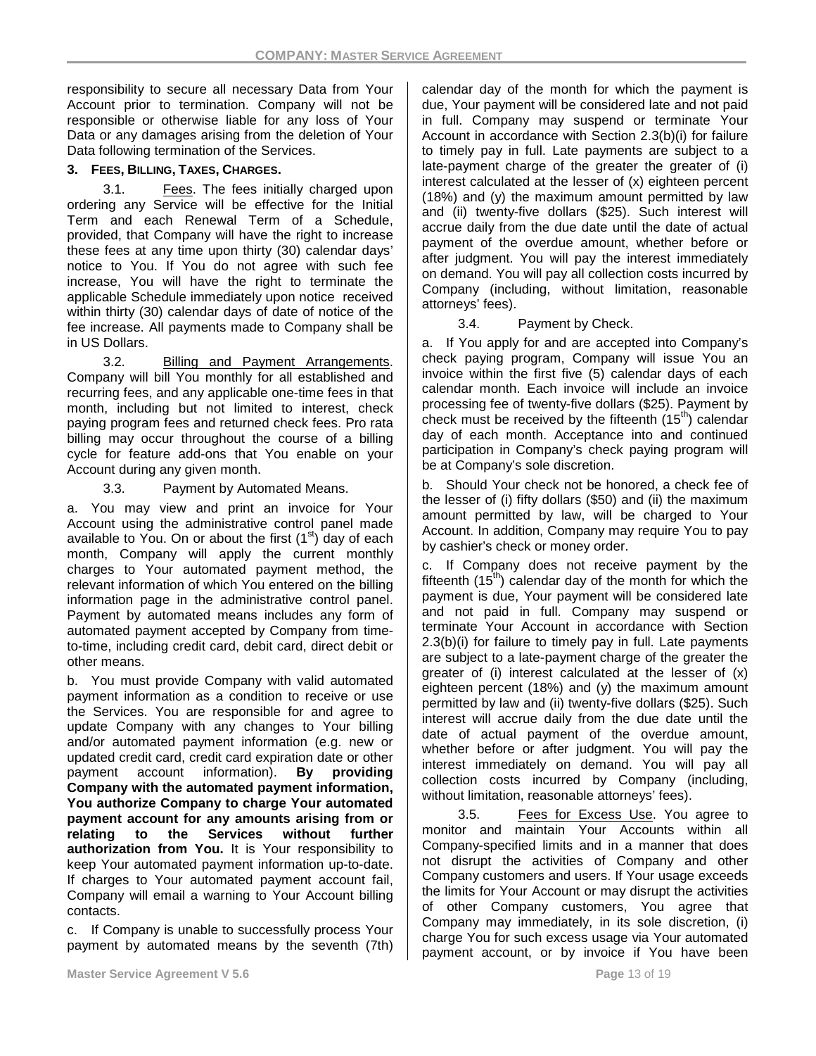responsibility to secure all necessary Data from Your Account prior to termination. Company will not be responsible or otherwise liable for any loss of Your Data or any damages arising from the deletion of Your Data following termination of the Services.

### 3. FEES, BILLING, TAXES, CHARGES.

3.1. Fees. The fees initially charged upon ordering any Service will be effective for the Initial Term and each Renewal Term of a Schedule, provided, that Company will have the right to increase these fees at any time upon thirty (30) calendar days' notice to You. If You do not agree with such fee increase, You will have the right to terminate the applicable Schedule immediately upon notice received within thirty (30) calendar days of date of notice of the fee increase. All payments made to Company shall be in US Dollars.

3.2. Billing and Payment Arrangements. Company will bill You monthly for all established and recurring fees, and any applicable one-time fees in that month, including but not limited to interest, check paying program fees and returned check fees. Pro rata billing may occur throughout the course of a billing cycle for feature add-ons that You enable on your Account during any given month.

3.3. Payment by Automated Means.

a. You may view and print an invoice for Your Account using the administrative control panel made available to You. On or about the first (1st) day of each month, Company will apply the current monthly charges to Your automated payment method, the relevant information of which You entered on the billing information page in the administrative control panel. Payment by automated means includes any form of automated payment accepted by Company from time-to-time, including credit card, debit card, direct debit or other means.

b. You must provide Company with valid automated payment information as a condition to receive or use the Services. You are responsible for and agree to update Company with any changes to Your billing and/or automated payment information (e.g. new or updated credit card, credit card expiration date or other payment account information). **By providing Company with the automated payment information, You authorize Company to charge Your automated payment account for any amounts arising from or relating to the Services without further authorization from You.** It is Your responsibility to keep Your automated payment information up-to-date. If charges to Your automated payment account fail, Company will email a warning to Your Account billing contacts.

c. If Company is unable to successfully process Your payment by automated means by the seventh (7th) calendar day of the month for which the payment is due, Your payment will be considered late and not paid in full. Company may suspend or terminate Your Account in accordance with Section 2.3(b)(i) for failure to timely pay in full. Late payments are subject to a late-payment charge of the greater the greater of (i) interest calculated at the lesser of (x) eighteen percent (18%) and (y) the maximum amount permitted by law and (ii) twenty-five dollars ($25). Such interest will accrue daily from the due date until the date of actual payment of the overdue amount, whether before or after judgment. You will pay the interest immediately on demand. You will pay all collection costs incurred by Company (including, without limitation, reasonable attorneys' fees).

3.4. Payment by Check.

a. If You apply for and are accepted into Company's check paying program, Company will issue You an invoice within the first five (5) calendar days of each calendar month. Each invoice will include an invoice processing fee of twenty-five dollars ($25). Payment by check must be received by the fifteenth (15th) calendar day of each month. Acceptance into and continued participation in Company's check paying program will be at Company's sole discretion.

b. Should Your check not be honored, a check fee of the lesser of (i) fifty dollars ($50) and (ii) the maximum amount permitted by law, will be charged to Your Account. In addition, Company may require You to pay by cashier's check or money order.

c. If Company does not receive payment by the fifteenth (15th) calendar day of the month for which the payment is due, Your payment will be considered late and not paid in full. Company may suspend or terminate Your Account in accordance with Section 2.3(b)(i) for failure to timely pay in full. Late payments are subject to a late-payment charge of the greater the greater of (i) interest calculated at the lesser of (x) eighteen percent (18%) and (y) the maximum amount permitted by law and (ii) twenty-five dollars ($25). Such interest will accrue daily from the due date until the date of actual payment of the overdue amount, whether before or after judgment. You will pay the interest immediately on demand. You will pay all collection costs incurred by Company (including, without limitation, reasonable attorneys' fees).

3.5. Fees for Excess Use. You agree to monitor and maintain Your Accounts within all Company-specified limits and in a manner that does not disrupt the activities of Company and other Company customers and users. If Your usage exceeds the limits for Your Account or may disrupt the activities of other Company customers, You agree that Company may immediately, in its sole discretion, (i) charge You for such excess usage via Your automated payment account, or by invoice if You have been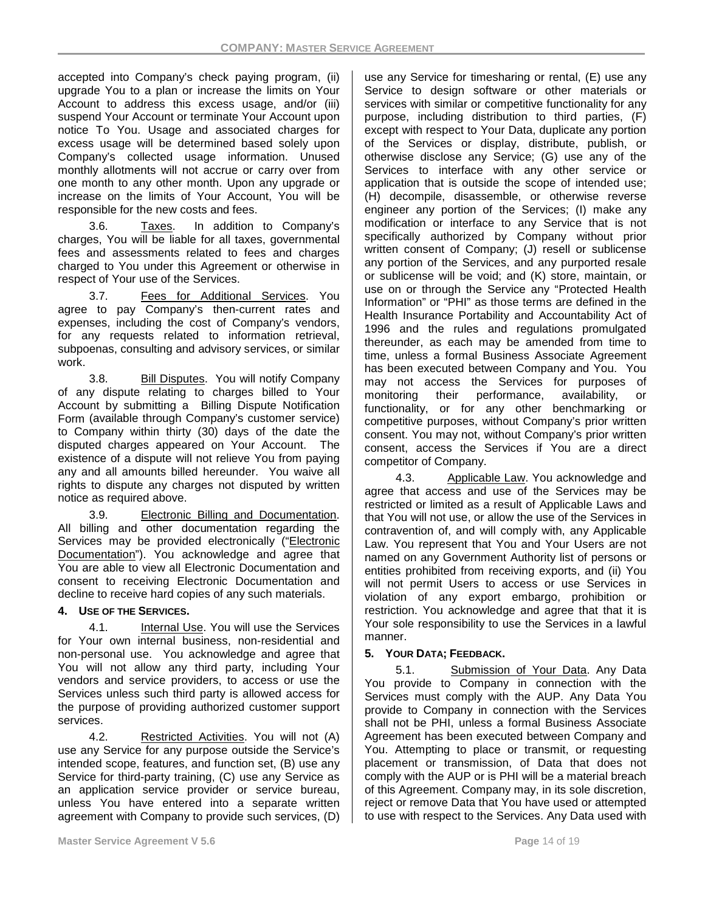accepted into Company's check paying program, (ii) upgrade You to a plan or increase the limits on Your Account to address this excess usage, and/or (iii) suspend Your Account or terminate Your Account upon notice To You. Usage and associated charges for excess usage will be determined based solely upon Company's collected usage information. Unused monthly allotments will not accrue or carry over from one month to any other month. Upon any upgrade or increase on the limits of Your Account, You will be responsible for the new costs and fees.

3.6. Taxes. In addition to Company's charges, You will be liable for all taxes, governmental fees and assessments related to fees and charges charged to You under this Agreement or otherwise in respect of Your use of the Services.

3.7. Fees for Additional Services. You agree to pay Company's then-current rates and expenses, including the cost of Company's vendors, for any requests related to information retrieval, subpoenas, consulting and advisory services, or similar work.

3.8. Bill Disputes. You will notify Company of any dispute relating to charges billed to Your Account by submitting a Billing Dispute Notification Form (available through Company's customer service) to Company within thirty (30) days of the date the disputed charges appeared on Your Account. The existence of a dispute will not relieve You from paying any and all amounts billed hereunder. You waive all rights to dispute any charges not disputed by written notice as required above.

3.9. Electronic Billing and Documentation. All billing and other documentation regarding the Services may be provided electronically ("Electronic Documentation"). You acknowledge and agree that You are able to view all Electronic Documentation and consent to receiving Electronic Documentation and decline to receive hard copies of any such materials.

**4. USE OF THE SERVICES.**

4.1. Internal Use. You will use the Services for Your own internal business, non-residential and non-personal use. You acknowledge and agree that You will not allow any third party, including Your vendors and service providers, to access or use the Services unless such third party is allowed access for the purpose of providing authorized customer support services.

4.2. Restricted Activities. You will not (A) use any Service for any purpose outside the Service's intended scope, features, and function set, (B) use any Service for third-party training, (C) use any Service as an application service provider or service bureau, unless You have entered into a separate written agreement with Company to provide such services, (D) use any Service for timesharing or rental, (E) use any Service to design software or other materials or services with similar or competitive functionality for any purpose, including distribution to third parties, (F) except with respect to Your Data, duplicate any portion of the Services or display, distribute, publish, or otherwise disclose any Service; (G) use any of the Services to interface with any other service or application that is outside the scope of intended use; (H) decompile, disassemble, or otherwise reverse engineer any portion of the Services; (I) make any modification or interface to any Service that is not specifically authorized by Company without prior written consent of Company; (J) resell or sublicense any portion of the Services, and any purported resale or sublicense will be void; and (K) store, maintain, or use on or through the Service any "Protected Health Information" or "PHI" as those terms are defined in the Health Insurance Portability and Accountability Act of 1996 and the rules and regulations promulgated thereunder, as each may be amended from time to time, unless a formal Business Associate Agreement has been executed between Company and You. You may not access the Services for purposes of monitoring their performance, availability, or functionality, or for any other benchmarking or competitive purposes, without Company's prior written consent. You may not, without Company's prior written consent, access the Services if You are a direct competitor of Company.

4.3. Applicable Law. You acknowledge and agree that access and use of the Services may be restricted or limited as a result of Applicable Laws and that You will not use, or allow the use of the Services in contravention of, and will comply with, any Applicable Law. You represent that You and Your Users are not named on any Government Authority list of persons or entities prohibited from receiving exports, and (ii) You will not permit Users to access or use Services in violation of any export embargo, prohibition or restriction. You acknowledge and agree that that it is Your sole responsibility to use the Services in a lawful manner.

**5. YOUR DATA; FEEDBACK.**

5.1. Submission of Your Data. Any Data You provide to Company in connection with the Services must comply with the AUP. Any Data You provide to Company in connection with the Services shall not be PHI, unless a formal Business Associate Agreement has been executed between Company and You. Attempting to place or transmit, or requesting placement or transmission, of Data that does not comply with the AUP or is PHI will be a material breach of this Agreement. Company may, in its sole discretion, reject or remove Data that You have used or attempted to use with respect to the Services. Any Data used with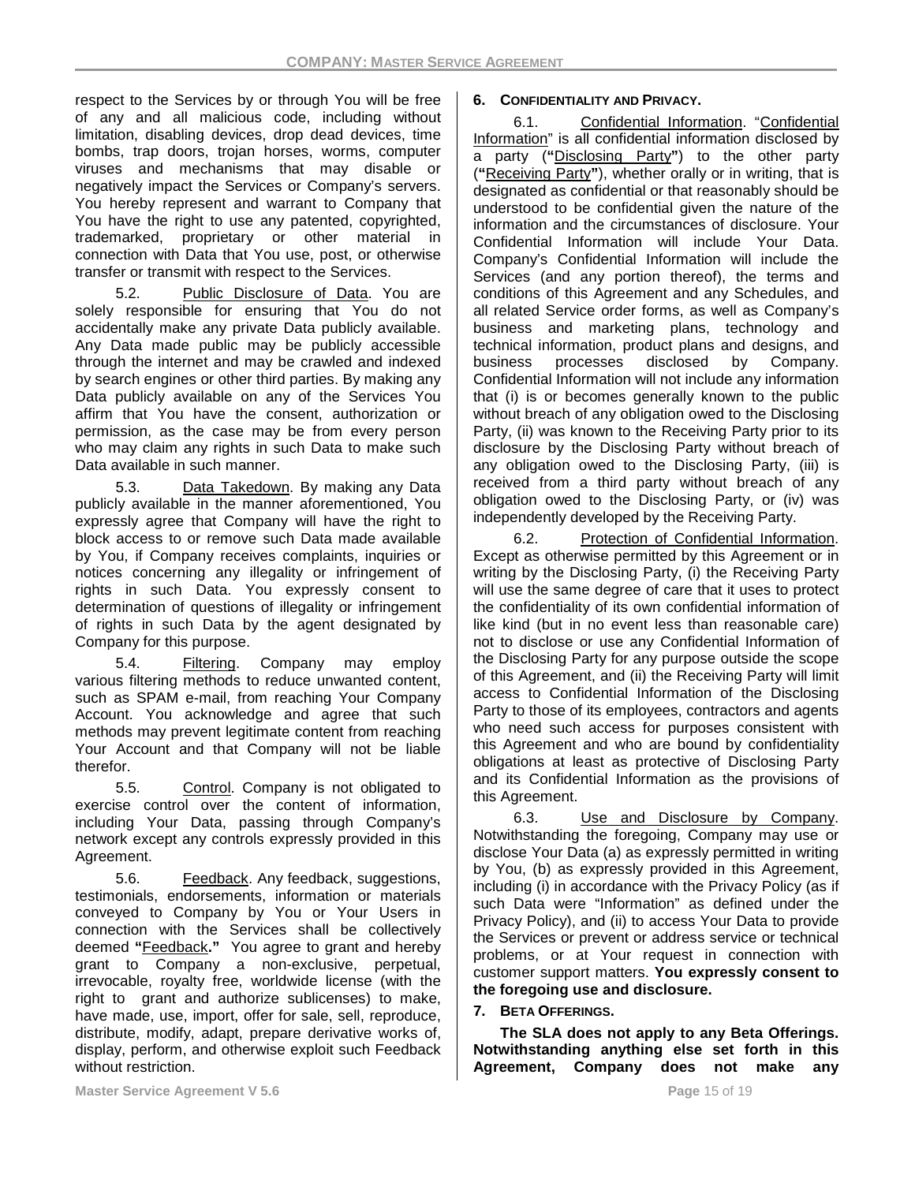respect to the Services by or through You will be free of any and all malicious code, including without limitation, disabling devices, drop dead devices, time bombs, trap doors, trojan horses, worms, computer viruses and mechanisms that may disable or negatively impact the Services or Company's servers. You hereby represent and warrant to Company that You have the right to use any patented, copyrighted, trademarked, proprietary or other material in connection with Data that You use, post, or otherwise transfer or transmit with respect to the Services.

5.2. Public Disclosure of Data. You are solely responsible for ensuring that You do not accidentally make any private Data publicly available. Any Data made public may be publicly accessible through the internet and may be crawled and indexed by search engines or other third parties. By making any Data publicly available on any of the Services You affirm that You have the consent, authorization or permission, as the case may be from every person who may claim any rights in such Data to make such Data available in such manner.

5.3. Data Takedown. By making any Data publicly available in the manner aforementioned, You expressly agree that Company will have the right to block access to or remove such Data made available by You, if Company receives complaints, inquiries or notices concerning any illegality or infringement of rights in such Data. You expressly consent to determination of questions of illegality or infringement of rights in such Data by the agent designated by Company for this purpose.

5.4. Filtering. Company may employ various filtering methods to reduce unwanted content, such as SPAM e-mail, from reaching Your Company Account. You acknowledge and agree that such methods may prevent legitimate content from reaching Your Account and that Company will not be liable therefor.

5.5. Control. Company is not obligated to exercise control over the content of information, including Your Data, passing through Company's network except any controls expressly provided in this Agreement.

5.6. Feedback. Any feedback, suggestions, testimonials, endorsements, information or materials conveyed to Company by You or Your Users in connection with the Services shall be collectively deemed **"**Feedback**."** You agree to grant and hereby grant to Company a non-exclusive, perpetual, irrevocable, royalty free, worldwide license (with the right to grant and authorize sublicenses) to make, have made, use, import, offer for sale, sell, reproduce, distribute, modify, adapt, prepare derivative works of, display, perform, and otherwise exploit such Feedback without restriction.

## 6. CONFIDENTIALITY AND PRIVACY.

6.1. Confidential Information. "Confidential Information" is all confidential information disclosed by a party (**"**Disclosing Party**"**) to the other party (**"**Receiving Party**"**), whether orally or in writing, that is designated as confidential or that reasonably should be understood to be confidential given the nature of the information and the circumstances of disclosure. Your Confidential Information will include Your Data. Company's Confidential Information will include the Services (and any portion thereof), the terms and conditions of this Agreement and any Schedules, and all related Service order forms, as well as Company's business and marketing plans, technology and technical information, product plans and designs, and business processes disclosed by Company. Confidential Information will not include any information that (i) is or becomes generally known to the public without breach of any obligation owed to the Disclosing Party, (ii) was known to the Receiving Party prior to its disclosure by the Disclosing Party without breach of any obligation owed to the Disclosing Party, (iii) is received from a third party without breach of any obligation owed to the Disclosing Party, or (iv) was independently developed by the Receiving Party.

6.2. Protection of Confidential Information. Except as otherwise permitted by this Agreement or in writing by the Disclosing Party, (i) the Receiving Party will use the same degree of care that it uses to protect the confidentiality of its own confidential information of like kind (but in no event less than reasonable care) not to disclose or use any Confidential Information of the Disclosing Party for any purpose outside the scope of this Agreement, and (ii) the Receiving Party will limit access to Confidential Information of the Disclosing Party to those of its employees, contractors and agents who need such access for purposes consistent with this Agreement and who are bound by confidentiality obligations at least as protective of Disclosing Party and its Confidential Information as the provisions of this Agreement.

6.3. Use and Disclosure by Company. Notwithstanding the foregoing, Company may use or disclose Your Data (a) as expressly permitted in writing by You, (b) as expressly provided in this Agreement, including (i) in accordance with the Privacy Policy (as if such Data were "Information" as defined under the Privacy Policy), and (ii) to access Your Data to provide the Services or prevent or address service or technical problems, or at Your request in connection with customer support matters. **You expressly consent to the foregoing use and disclosure.**

## 7. BETA OFFERINGS.

**The SLA does not apply to any Beta Offerings. Notwithstanding anything else set forth in this Agreement, Company does not make any**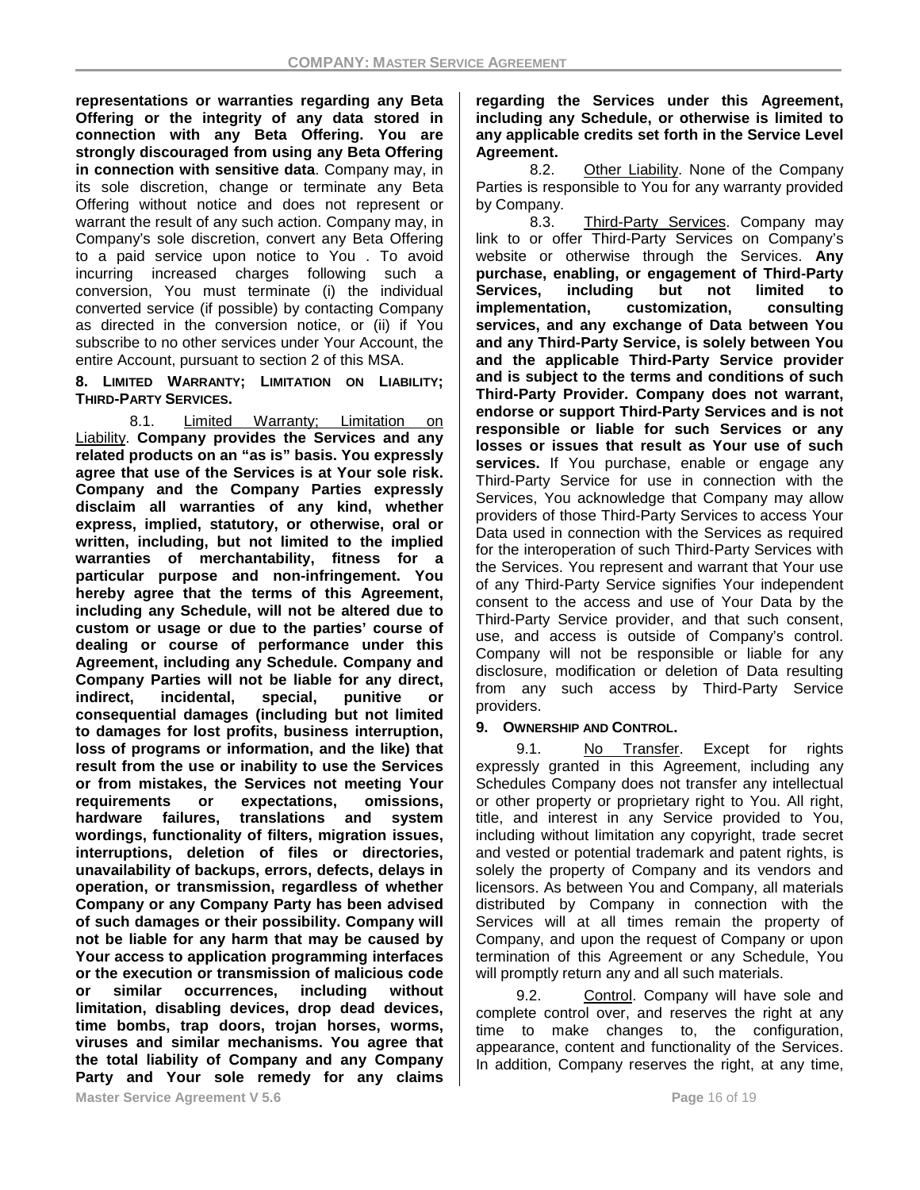**representations or warranties regarding any Beta Offering or the integrity of any data stored in connection with any Beta Offering. You are strongly discouraged from using any Beta Offering in connection with sensitive data**. Company may, in its sole discretion, change or terminate any Beta Offering without notice and does not represent or warrant the result of any such action. Company may, in Company's sole discretion, convert any Beta Offering to a paid service upon notice to You . To avoid incurring increased charges following such a conversion, You must terminate (i) the individual converted service (if possible) by contacting Company as directed in the conversion notice, or (ii) if You subscribe to no other services under Your Account, the entire Account, pursuant to section 2 of this MSA.

**8. Limited Warranty; Limitation on Liability; Third-Party Services.**

8.1. Limited Warranty; Limitation on Liability. **Company provides the Services and any related products on an "as is" basis. You expressly agree that use of the Services is at Your sole risk. Company and the Company Parties expressly disclaim all warranties of any kind, whether express, implied, statutory, or otherwise, oral or written, including, but not limited to the implied warranties of merchantability, fitness for a particular purpose and non-infringement. You hereby agree that the terms of this Agreement, including any Schedule, will not be altered due to custom or usage or due to the parties' course of dealing or course of performance under this Agreement, including any Schedule. Company and Company Parties will not be liable for any direct, indirect, incidental, special, punitive or consequential damages (including but not limited to damages for lost profits, business interruption, loss of programs or information, and the like) that result from the use or inability to use the Services or from mistakes, the Services not meeting Your requirements or expectations, omissions, hardware failures, translations and system wordings, functionality of filters, migration issues, interruptions, deletion of files or directories, unavailability of backups, errors, defects, delays in operation, or transmission, regardless of whether Company or any Company Party has been advised of such damages or their possibility. Company will not be liable for any harm that may be caused by Your access to application programming interfaces or the execution or transmission of malicious code or similar occurrences, including without limitation, disabling devices, drop dead devices, time bombs, trap doors, trojan horses, worms, viruses and similar mechanisms. You agree that the total liability of Company and any Company Party and Your sole remedy for any claims regarding the Services under this Agreement, including any Schedule, or otherwise is limited to any applicable credits set forth in the Service Level Agreement.**

8.2. Other Liability. None of the Company Parties is responsible to You for any warranty provided by Company.

8.3. Third-Party Services. Company may link to or offer Third-Party Services on Company's website or otherwise through the Services. **Any purchase, enabling, or engagement of Third-Party Services, including but not limited to implementation, customization, consulting services, and any exchange of Data between You and any Third-Party Service, is solely between You and the applicable Third-Party Service provider and is subject to the terms and conditions of such Third-Party Provider. Company does not warrant, endorse or support Third-Party Services and is not responsible or liable for such Services or any losses or issues that result as Your use of such services.** If You purchase, enable or engage any Third-Party Service for use in connection with the Services, You acknowledge that Company may allow providers of those Third-Party Services to access Your Data used in connection with the Services as required for the interoperation of such Third-Party Services with the Services. You represent and warrant that Your use of any Third-Party Service signifies Your independent consent to the access and use of Your Data by the Third-Party Service provider, and that such consent, use, and access is outside of Company's control. Company will not be responsible or liable for any disclosure, modification or deletion of Data resulting from any such access by Third-Party Service providers.

**9. Ownership and Control.**

9.1. No Transfer. Except for rights expressly granted in this Agreement, including any Schedules Company does not transfer any intellectual or other property or proprietary right to You. All right, title, and interest in any Service provided to You, including without limitation any copyright, trade secret and vested or potential trademark and patent rights, is solely the property of Company and its vendors and licensors. As between You and Company, all materials distributed by Company in connection with the Services will at all times remain the property of Company, and upon the request of Company or upon termination of this Agreement or any Schedule, You will promptly return any and all such materials.

9.2. Control. Company will have sole and complete control over, and reserves the right at any time to make changes to, the configuration, appearance, content and functionality of the Services. In addition, Company reserves the right, at any time,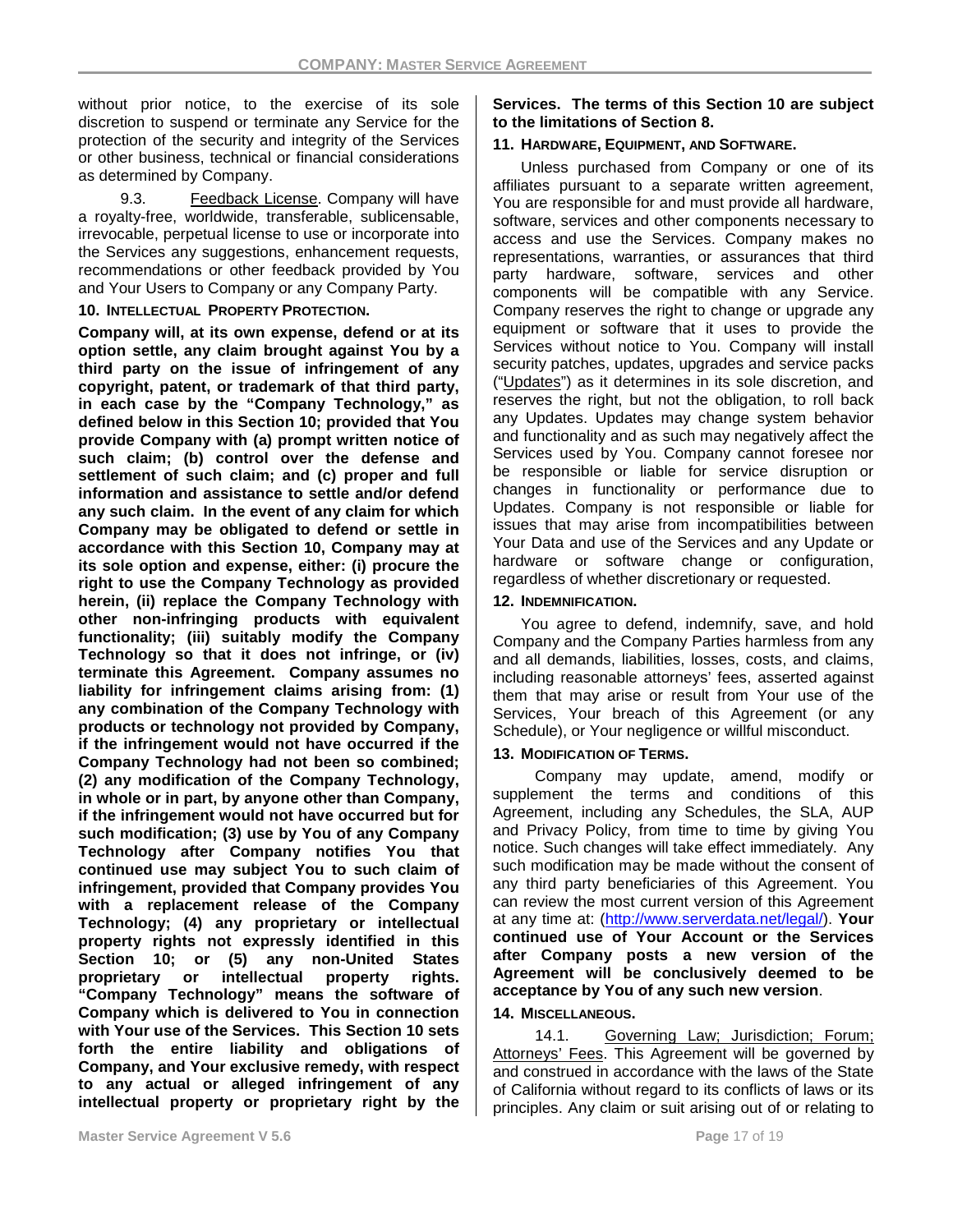without prior notice, to the exercise of its sole discretion to suspend or terminate any Service for the protection of the security and integrity of the Services or other business, technical or financial considerations as determined by Company.

9.3. Feedback License. Company will have a royalty-free, worldwide, transferable, sublicensable, irrevocable, perpetual license to use or incorporate into the Services any suggestions, enhancement requests, recommendations or other feedback provided by You and Your Users to Company or any Company Party.

**10. INTELLECTUAL PROPERTY PROTECTION.**

**Company will, at its own expense, defend or at its option settle, any claim brought against You by a third party on the issue of infringement of any copyright, patent, or trademark of that third party, in each case by the "Company Technology," as defined below in this Section 10; provided that You provide Company with (a) prompt written notice of such claim; (b) control over the defense and settlement of such claim; and (c) proper and full information and assistance to settle and/or defend any such claim. In the event of any claim for which Company may be obligated to defend or settle in accordance with this Section 10, Company may at its sole option and expense, either: (i) procure the right to use the Company Technology as provided herein, (ii) replace the Company Technology with other non-infringing products with equivalent functionality; (iii) suitably modify the Company Technology so that it does not infringe, or (iv) terminate this Agreement. Company assumes no liability for infringement claims arising from: (1) any combination of the Company Technology with products or technology not provided by Company, if the infringement would not have occurred if the Company Technology had not been so combined; (2) any modification of the Company Technology, in whole or in part, by anyone other than Company, if the infringement would not have occurred but for such modification; (3) use by You of any Company Technology after Company notifies You that continued use may subject You to such claim of infringement, provided that Company provides You with a replacement release of the Company Technology; (4) any proprietary or intellectual property rights not expressly identified in this Section 10; or (5) any non-United States proprietary or intellectual property rights. "Company Technology" means the software of Company which is delivered to You in connection with Your use of the Services. This Section 10 sets forth the entire liability and obligations of Company, and Your exclusive remedy, with respect to any actual or alleged infringement of any intellectual property or proprietary right by the Services. The terms of this Section 10 are subject to the limitations of Section 8.**

**11. HARDWARE, EQUIPMENT, AND SOFTWARE.**

Unless purchased from Company or one of its affiliates pursuant to a separate written agreement, You are responsible for and must provide all hardware, software, services and other components necessary to access and use the Services. Company makes no representations, warranties, or assurances that third party hardware, software, services and other components will be compatible with any Service. Company reserves the right to change or upgrade any equipment or software that it uses to provide the Services without notice to You. Company will install security patches, updates, upgrades and service packs ("Updates") as it determines in its sole discretion, and reserves the right, but not the obligation, to roll back any Updates. Updates may change system behavior and functionality and as such may negatively affect the Services used by You. Company cannot foresee nor be responsible or liable for service disruption or changes in functionality or performance due to Updates. Company is not responsible or liable for issues that may arise from incompatibilities between Your Data and use of the Services and any Update or hardware or software change or configuration, regardless of whether discretionary or requested.

**12. INDEMNIFICATION.**

You agree to defend, indemnify, save, and hold Company and the Company Parties harmless from any and all demands, liabilities, losses, costs, and claims, including reasonable attorneys' fees, asserted against them that may arise or result from Your use of the Services, Your breach of this Agreement (or any Schedule), or Your negligence or willful misconduct.

**13. MODIFICATION OF TERMS.**

Company may update, amend, modify or supplement the terms and conditions of this Agreement, including any Schedules, the SLA, AUP and Privacy Policy, from time to time by giving You notice. Such changes will take effect immediately. Any such modification may be made without the consent of any third party beneficiaries of this Agreement. You can review the most current version of this Agreement at any time at: (http://www.serverdata.net/legal/). **Your continued use of Your Account or the Services after Company posts a new version of the Agreement will be conclusively deemed to be acceptance by You of any such new version**.

**14. MISCELLANEOUS.**

14.1. Governing Law; Jurisdiction; Forum; Attorneys' Fees. This Agreement will be governed by and construed in accordance with the laws of the State of California without regard to its conflicts of laws or its principles. Any claim or suit arising out of or relating to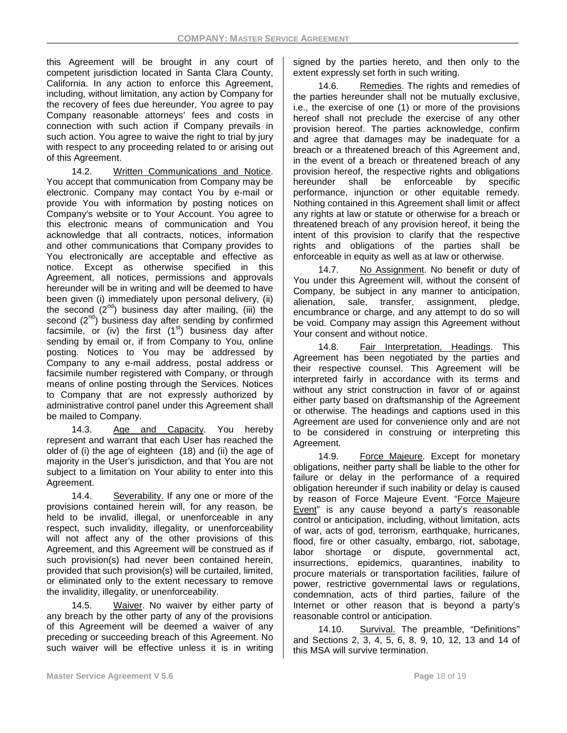this Agreement will be brought in any court of competent jurisdiction located in Santa Clara County, California. In any action to enforce this Agreement, including, without limitation, any action by Company for the recovery of fees due hereunder, You agree to pay Company reasonable attorneys' fees and costs in connection with such action if Company prevails in such action. You agree to waive the right to trial by jury with respect to any proceeding related to or arising out of this Agreement.

14.2. Written Communications and Notice. You accept that communication from Company may be electronic. Company may contact You by e-mail or provide You with information by posting notices on Company's website or to Your Account. You agree to this electronic means of communication and You acknowledge that all contracts, notices, information and other communications that Company provides to You electronically are acceptable and effective as notice. Except as otherwise specified in this Agreement, all notices, permissions and approvals hereunder will be in writing and will be deemed to have been given (i) immediately upon personal delivery, (ii) the second (2nd) business day after mailing, (iii) the second (2nd) business day after sending by confirmed facsimile, or (iv) the first (1st) business day after sending by email or, if from Company to You, online posting. Notices to You may be addressed by Company to any e-mail address, postal address or facsimile number registered with Company, or through means of online posting through the Services. Notices to Company that are not expressly authorized by administrative control panel under this Agreement shall be mailed to Company.

14.3. Age and Capacity. You hereby represent and warrant that each User has reached the older of (i) the age of eighteen (18) and (ii) the age of majority in the User's jurisdiction, and that You are not subject to a limitation on Your ability to enter into this Agreement.

14.4. Severability. If any one or more of the provisions contained herein will, for any reason, be held to be invalid, illegal, or unenforceable in any respect, such invalidity, illegality, or unenforceability will not affect any of the other provisions of this Agreement, and this Agreement will be construed as if such provision(s) had never been contained herein, provided that such provision(s) will be curtailed, limited, or eliminated only to the extent necessary to remove the invalidity, illegality, or unenforceability.

14.5. Waiver. No waiver by either party of any breach by the other party of any of the provisions of this Agreement will be deemed a waiver of any preceding or succeeding breach of this Agreement. No such waiver will be effective unless it is in writing signed by the parties hereto, and then only to the extent expressly set forth in such writing.

14.6. Remedies. The rights and remedies of the parties hereunder shall not be mutually exclusive, i.e., the exercise of one (1) or more of the provisions hereof shall not preclude the exercise of any other provision hereof. The parties acknowledge, confirm and agree that damages may be inadequate for a breach or a threatened breach of this Agreement and, in the event of a breach or threatened breach of any provision hereof, the respective rights and obligations hereunder shall be enforceable by specific performance, injunction or other equitable remedy. Nothing contained in this Agreement shall limit or affect any rights at law or statute or otherwise for a breach or threatened breach of any provision hereof, it being the intent of this provision to clarify that the respective rights and obligations of the parties shall be enforceable in equity as well as at law or otherwise.

14.7. No Assignment. No benefit or duty of You under this Agreement will, without the consent of Company, be subject in any manner to anticipation, alienation, sale, transfer, assignment, pledge, encumbrance or charge, and any attempt to do so will be void. Company may assign this Agreement without Your consent and without notice.

14.8. Fair Interpretation, Headings. This Agreement has been negotiated by the parties and their respective counsel. This Agreement will be interpreted fairly in accordance with its terms and without any strict construction in favor of or against either party based on draftsmanship of the Agreement or otherwise. The headings and captions used in this Agreement are used for convenience only and are not to be considered in construing or interpreting this Agreement.

14.9. Force Majeure. Except for monetary obligations, neither party shall be liable to the other for failure or delay in the performance of a required obligation hereunder if such inability or delay is caused by reason of Force Majeure Event. "Force Majeure Event" is any cause beyond a party's reasonable control or anticipation, including, without limitation, acts of war, acts of god, terrorism, earthquake, hurricanes, flood, fire or other casualty, embargo, riot, sabotage, labor shortage or dispute, governmental act, insurrections, epidemics, quarantines, inability to procure materials or transportation facilities, failure of power, restrictive governmental laws or regulations, condemnation, acts of third parties, failure of the Internet or other reason that is beyond a party's reasonable control or anticipation.

14.10. Survival. The preamble, "Definitions" and Sections 2, 3, 4, 5, 6, 8, 9, 10, 12, 13 and 14 of this MSA will survive termination.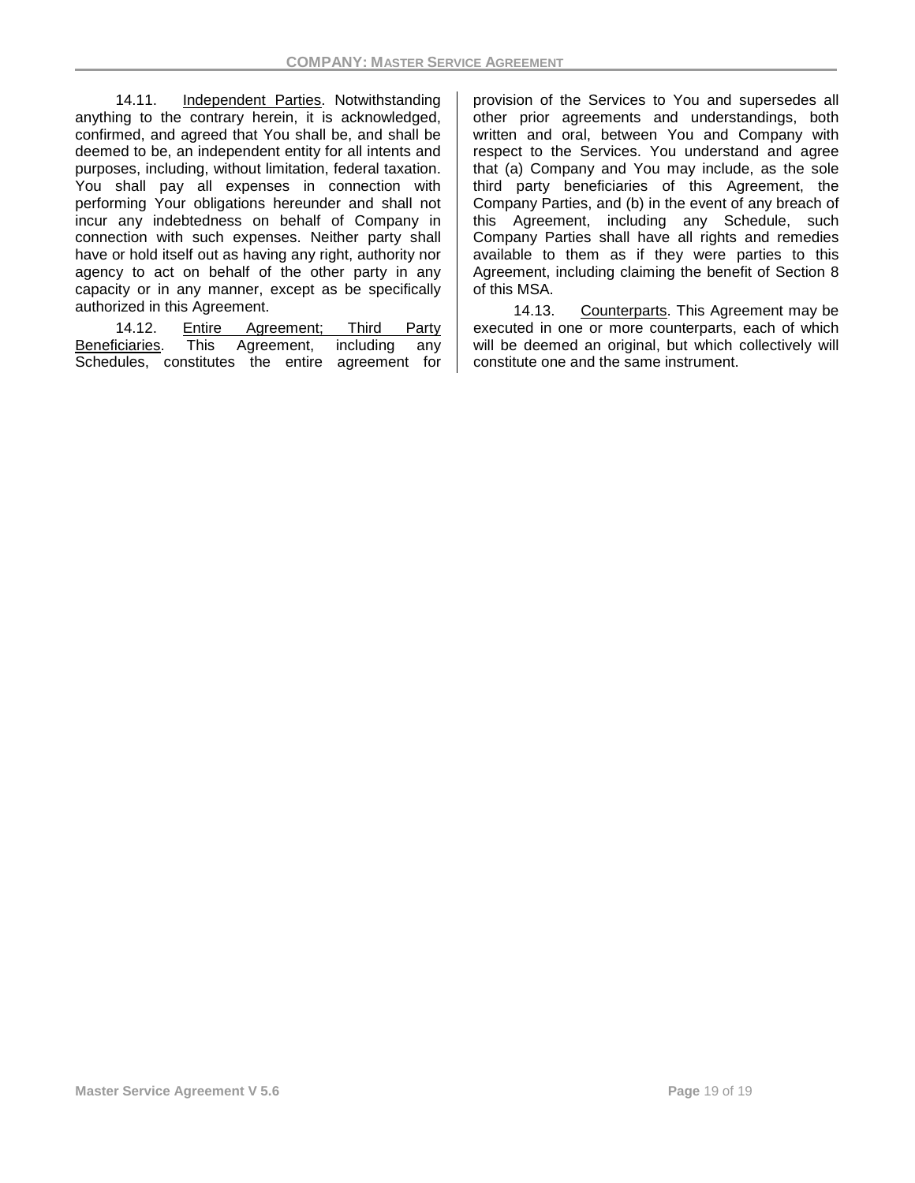14.11. Independent Parties. Notwithstanding anything to the contrary herein, it is acknowledged, confirmed, and agreed that You shall be, and shall be deemed to be, an independent entity for all intents and purposes, including, without limitation, federal taxation. You shall pay all expenses in connection with performing Your obligations hereunder and shall not incur any indebtedness on behalf of Company in connection with such expenses. Neither party shall have or hold itself out as having any right, authority nor agency to act on behalf of the other party in any capacity or in any manner, except as be specifically authorized in this Agreement.

14.12. Entire Agreement; Third Party Beneficiaries. This Agreement, including any Schedules, constitutes the entire agreement for provision of the Services to You and supersedes all other prior agreements and understandings, both written and oral, between You and Company with respect to the Services. You understand and agree that (a) Company and You may include, as the sole third party beneficiaries of this Agreement, the Company Parties, and (b) in the event of any breach of this Agreement, including any Schedule, such Company Parties shall have all rights and remedies available to them as if they were parties to this Agreement, including claiming the benefit of Section 8 of this MSA.

14.13. Counterparts. This Agreement may be executed in one or more counterparts, each of which will be deemed an original, but which collectively will constitute one and the same instrument.